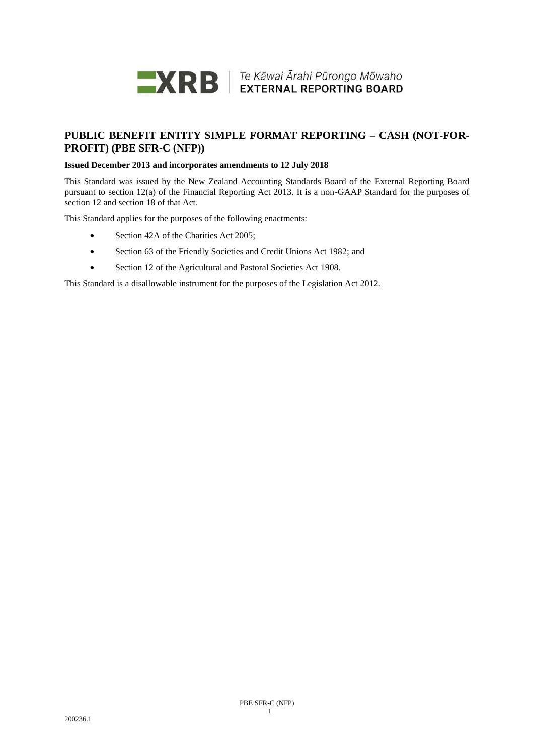**XRB** | Te Kāwai Ārahi Pūrongo Mōwaho
**EXTERNAL REPORTING BOARD**

# PUBLIC BENEFIT ENTITY SIMPLE FORMAT REPORTING – CASH (NOT-FOR-PROFIT) (PBE SFR-C (NFP))

**Issued December 2013 and incorporates amendments to 12 July 2018**

This Standard was issued by the New Zealand Accounting Standards Board of the External Reporting Board pursuant to section 12(a) of the Financial Reporting Act 2013. It is a non-GAAP Standard for the purposes of section 12 and section 18 of that Act.

This Standard applies for the purposes of the following enactments:

- Section 42A of the Charities Act 2005;
- Section 63 of the Friendly Societies and Credit Unions Act 1982; and
- Section 12 of the Agricultural and Pastoral Societies Act 1908.

This Standard is a disallowable instrument for the purposes of the Legislation Act 2012.

200236.1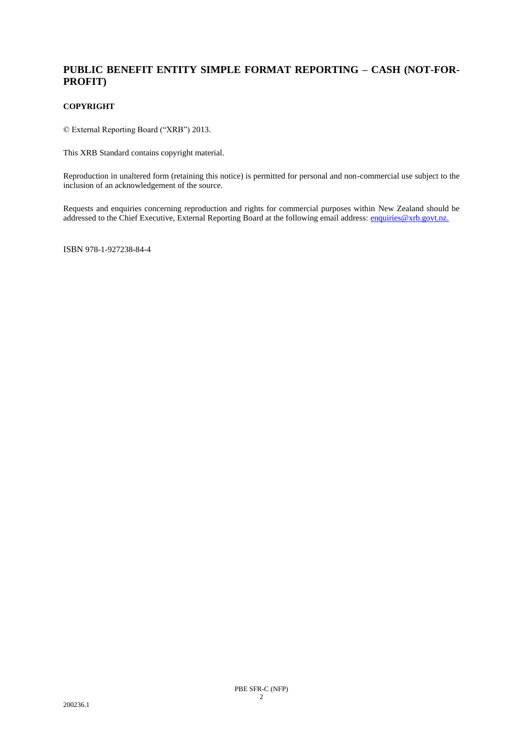# PUBLIC BENEFIT ENTITY SIMPLE FORMAT REPORTING – CASH (NOT-FOR-PROFIT)

## COPYRIGHT

© External Reporting Board ("XRB") 2013.

This XRB Standard contains copyright material.

Reproduction in unaltered form (retaining this notice) is permitted for personal and non-commercial use subject to the inclusion of an acknowledgement of the source.

Requests and enquiries concerning reproduction and rights for commercial purposes within New Zealand should be addressed to the Chief Executive, External Reporting Board at the following email address: enquiries@xrb.govt.nz.

ISBN 978-1-927238-84-4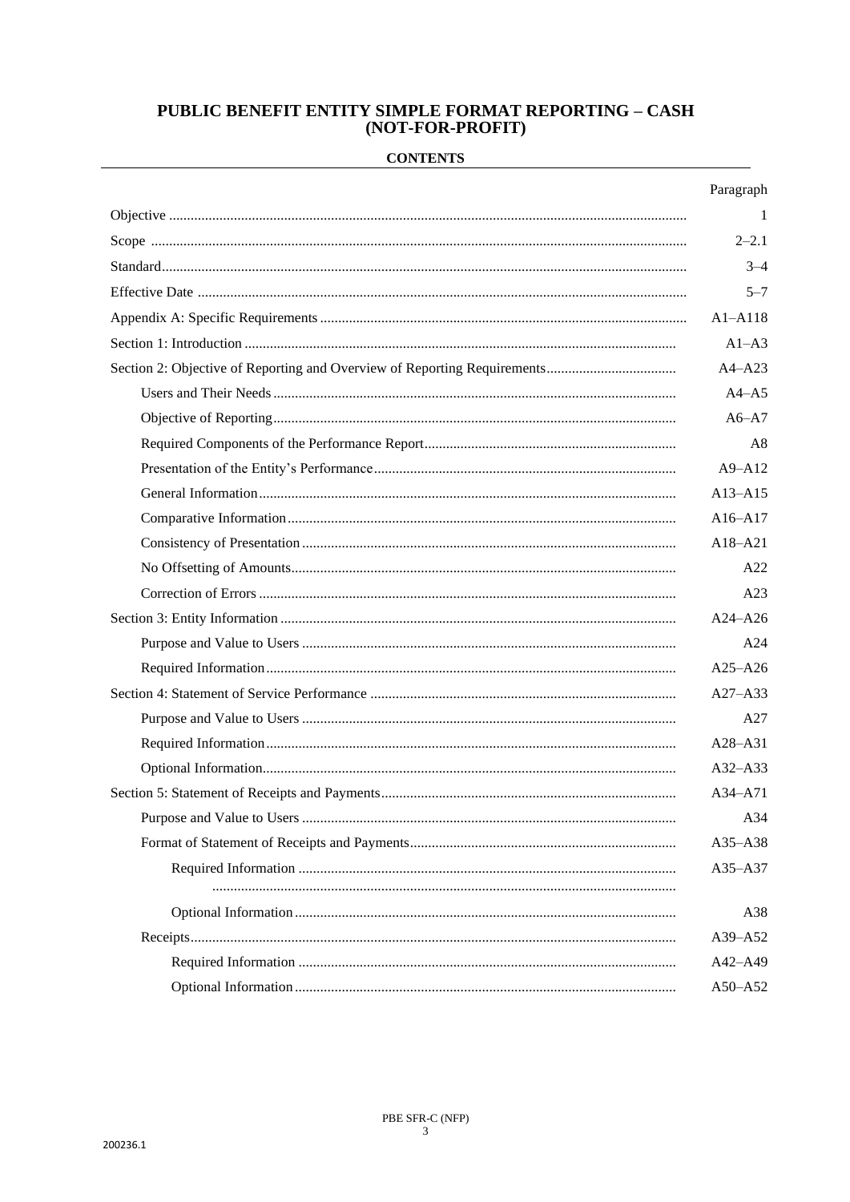# PUBLIC BENEFIT ENTITY SIMPLE FORMAT REPORTING – CASH (NOT-FOR-PROFIT)

## CONTENTS

| | Paragraph |
|---|---|
| Objective | 1 |
| Scope | 2–2.1 |
| Standard | 3–4 |
| Effective Date | 5–7 |
| Appendix A: Specific Requirements | A1–A118 |
| Section 1: Introduction | A1–A3 |
| Section 2: Objective of Reporting and Overview of Reporting Requirements | A4–A23 |
| Users and Their Needs | A4–A5 |
| Objective of Reporting | A6–A7 |
| Required Components of the Performance Report | A8 |
| Presentation of the Entity's Performance | A9–A12 |
| General Information | A13–A15 |
| Comparative Information | A16–A17 |
| Consistency of Presentation | A18–A21 |
| No Offsetting of Amounts | A22 |
| Correction of Errors | A23 |
| Section 3: Entity Information | A24–A26 |
| Purpose and Value to Users | A24 |
| Required Information | A25–A26 |
| Section 4: Statement of Service Performance | A27–A33 |
| Purpose and Value to Users | A27 |
| Required Information | A28–A31 |
| Optional Information | A32–A33 |
| Section 5: Statement of Receipts and Payments | A34–A71 |
| Purpose and Value to Users | A34 |
| Format of Statement of Receipts and Payments | A35–A38 |
| Required Information | A35–A37 |
| Optional Information | A38 |
| Receipts | A39–A52 |
| Required Information | A42–A49 |
| Optional Information | A50–A52 |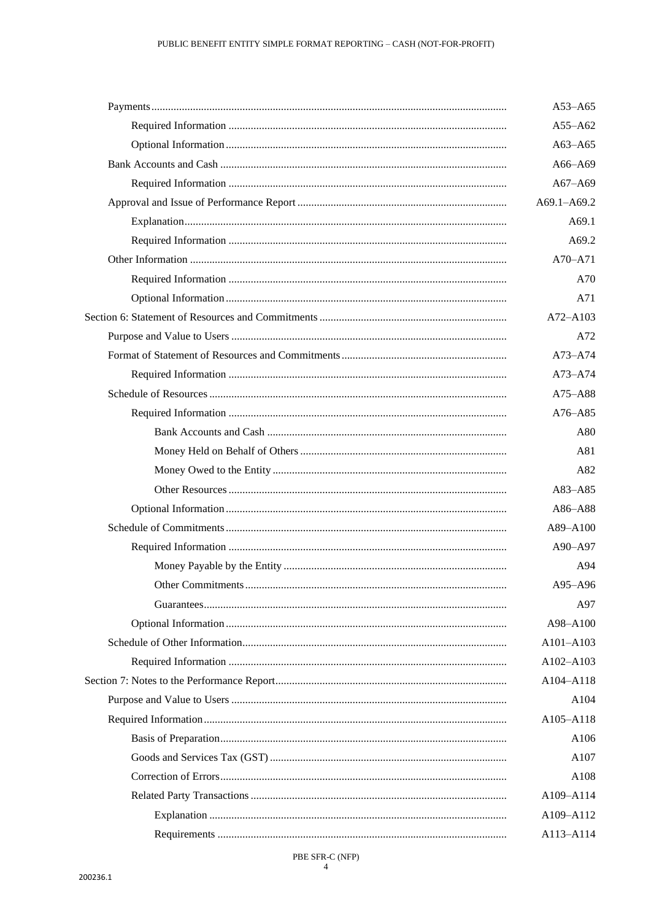| | |
|---|---|
| Payments | A53–A65 |
| Required Information | A55–A62 |
| Optional Information | A63–A65 |
| Bank Accounts and Cash | A66–A69 |
| Required Information | A67–A69 |
| Approval and Issue of Performance Report | A69.1–A69.2 |
| Explanation | A69.1 |
| Required Information | A69.2 |
| Other Information | A70–A71 |
| Required Information | A70 |
| Optional Information | A71 |
| Section 6: Statement of Resources and Commitments | A72–A103 |
| Purpose and Value to Users | A72 |
| Format of Statement of Resources and Commitments | A73–A74 |
| Required Information | A73–A74 |
| Schedule of Resources | A75–A88 |
| Required Information | A76–A85 |
| Bank Accounts and Cash | A80 |
| Money Held on Behalf of Others | A81 |
| Money Owed to the Entity | A82 |
| Other Resources | A83–A85 |
| Optional Information | A86–A88 |
| Schedule of Commitments | A89–A100 |
| Required Information | A90–A97 |
| Money Payable by the Entity | A94 |
| Other Commitments | A95–A96 |
| Guarantees | A97 |
| Optional Information | A98–A100 |
| Schedule of Other Information | A101–A103 |
| Required Information | A102–A103 |
| Section 7: Notes to the Performance Report | A104–A118 |
| Purpose and Value to Users | A104 |
| Required Information | A105–A118 |
| Basis of Preparation | A106 |
| Goods and Services Tax (GST) | A107 |
| Correction of Errors | A108 |
| Related Party Transactions | A109–A114 |
| Explanation | A109–A112 |
| Requirements | A113–A114 |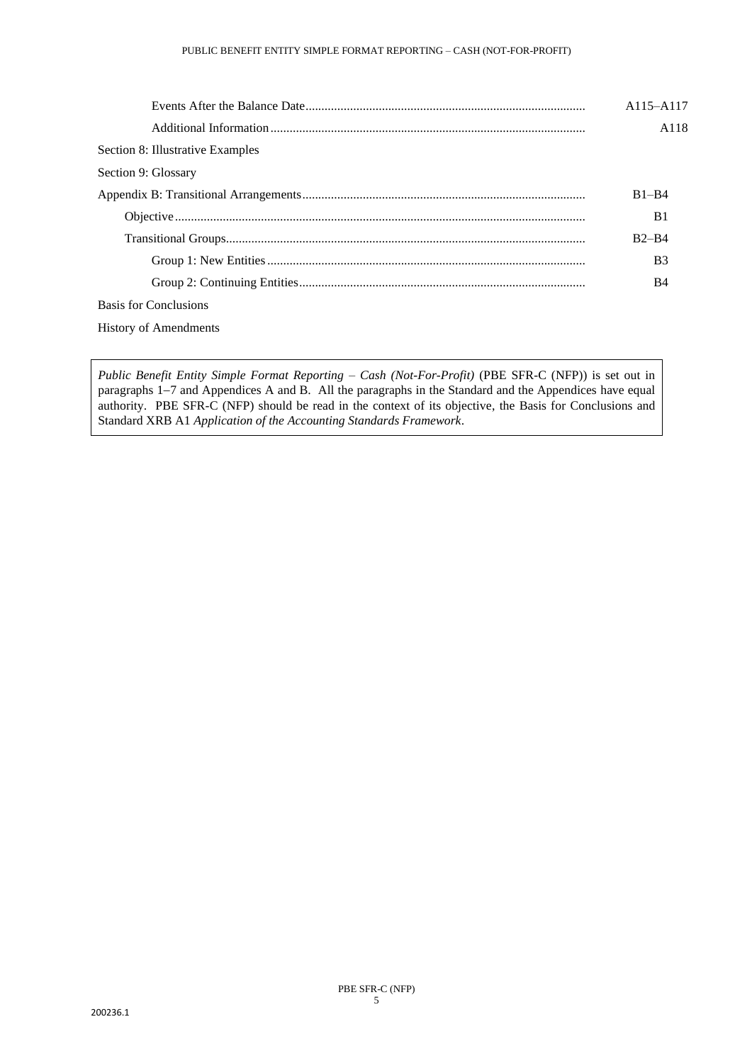| | |
|---|---|
| Events After the Balance Date | A115–A117 |
| Additional Information | A118 |
| Section 8: Illustrative Examples | |
| Section 9: Glossary | |
| Appendix B: Transitional Arrangements | B1–B4 |
| Objective | B1 |
| Transitional Groups | B2–B4 |
| Group 1: New Entities | B3 |
| Group 2: Continuing Entities | B4 |
| Basis for Conclusions | |
| History of Amendments | |

*Public Benefit Entity Simple Format Reporting – Cash (Not-For-Profit)* (PBE SFR-C (NFP)) is set out in paragraphs 1–7 and Appendices A and B. All the paragraphs in the Standard and the Appendices have equal authority. PBE SFR-C (NFP) should be read in the context of its objective, the Basis for Conclusions and Standard XRB A1 *Application of the Accounting Standards Framework*.

200236.1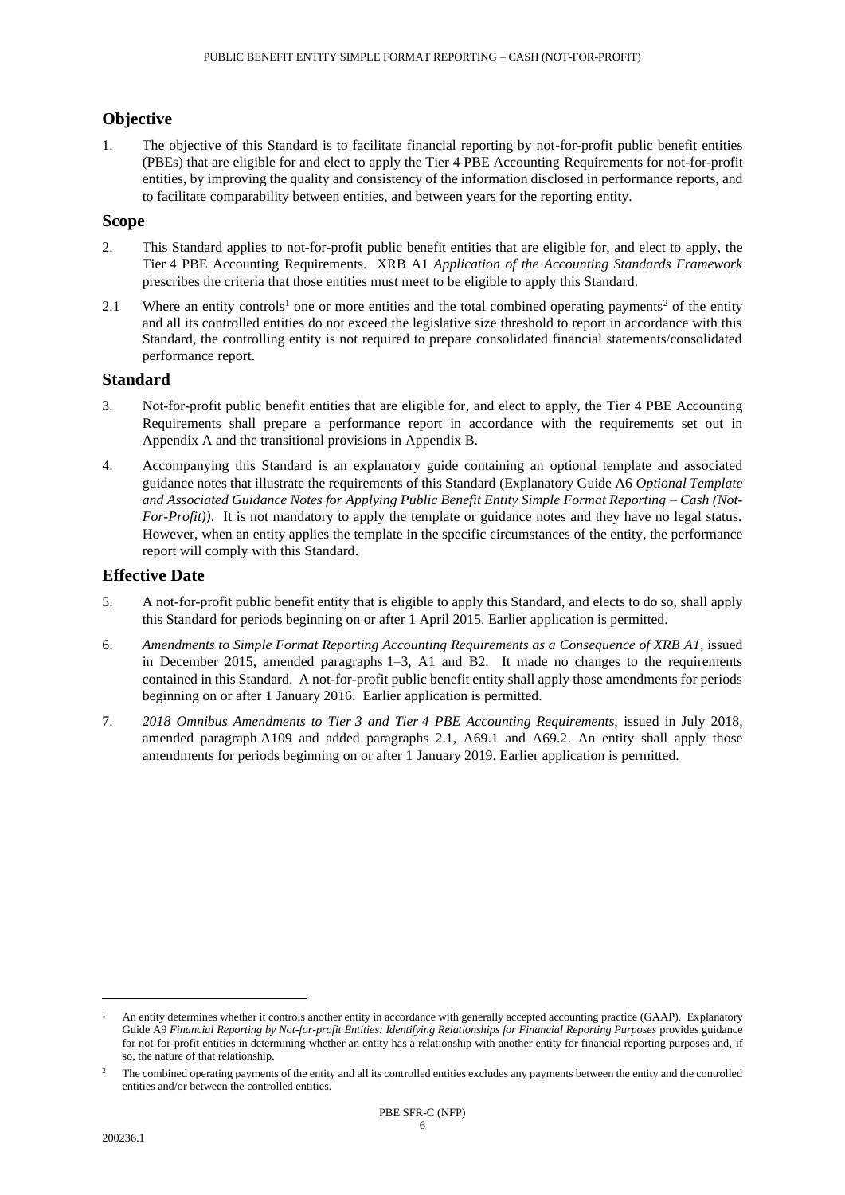## Objective

1. The objective of this Standard is to facilitate financial reporting by not-for-profit public benefit entities (PBEs) that are eligible for and elect to apply the Tier 4 PBE Accounting Requirements for not-for-profit entities, by improving the quality and consistency of the information disclosed in performance reports, and to facilitate comparability between entities, and between years for the reporting entity.

## Scope

2. This Standard applies to not-for-profit public benefit entities that are eligible for, and elect to apply, the Tier 4 PBE Accounting Requirements. XRB A1 *Application of the Accounting Standards Framework* prescribes the criteria that those entities must meet to be eligible to apply this Standard.

2.1 Where an entity controls[1] one or more entities and the total combined operating payments[2] of the entity and all its controlled entities do not exceed the legislative size threshold to report in accordance with this Standard, the controlling entity is not required to prepare consolidated financial statements/consolidated performance report.

## Standard

3. Not-for-profit public benefit entities that are eligible for, and elect to apply, the Tier 4 PBE Accounting Requirements shall prepare a performance report in accordance with the requirements set out in Appendix A and the transitional provisions in Appendix B.

4. Accompanying this Standard is an explanatory guide containing an optional template and associated guidance notes that illustrate the requirements of this Standard (Explanatory Guide A6 *Optional Template and Associated Guidance Notes for Applying Public Benefit Entity Simple Format Reporting – Cash (Not-For-Profit))*. It is not mandatory to apply the template or guidance notes and they have no legal status. However, when an entity applies the template in the specific circumstances of the entity, the performance report will comply with this Standard.

## Effective Date

5. A not-for-profit public benefit entity that is eligible to apply this Standard, and elects to do so, shall apply this Standard for periods beginning on or after 1 April 2015. Earlier application is permitted.

6. *Amendments to Simple Format Reporting Accounting Requirements as a Consequence of XRB A1*, issued in December 2015, amended paragraphs 1–3, A1 and B2. It made no changes to the requirements contained in this Standard. A not-for-profit public benefit entity shall apply those amendments for periods beginning on or after 1 January 2016. Earlier application is permitted.

7. *2018 Omnibus Amendments to Tier 3 and Tier 4 PBE Accounting Requirements*, issued in July 2018, amended paragraph A109 and added paragraphs 2.1, A69.1 and A69.2. An entity shall apply those amendments for periods beginning on or after 1 January 2019. Earlier application is permitted.

---

[1] An entity determines whether it controls another entity in accordance with generally accepted accounting practice (GAAP). Explanatory Guide A9 *Financial Reporting by Not-for-profit Entities: Identifying Relationships for Financial Reporting Purposes* provides guidance for not-for-profit entities in determining whether an entity has a relationship with another entity for financial reporting purposes and, if so, the nature of that relationship.

[2] The combined operating payments of the entity and all its controlled entities excludes any payments between the entity and the controlled entities and/or between the controlled entities.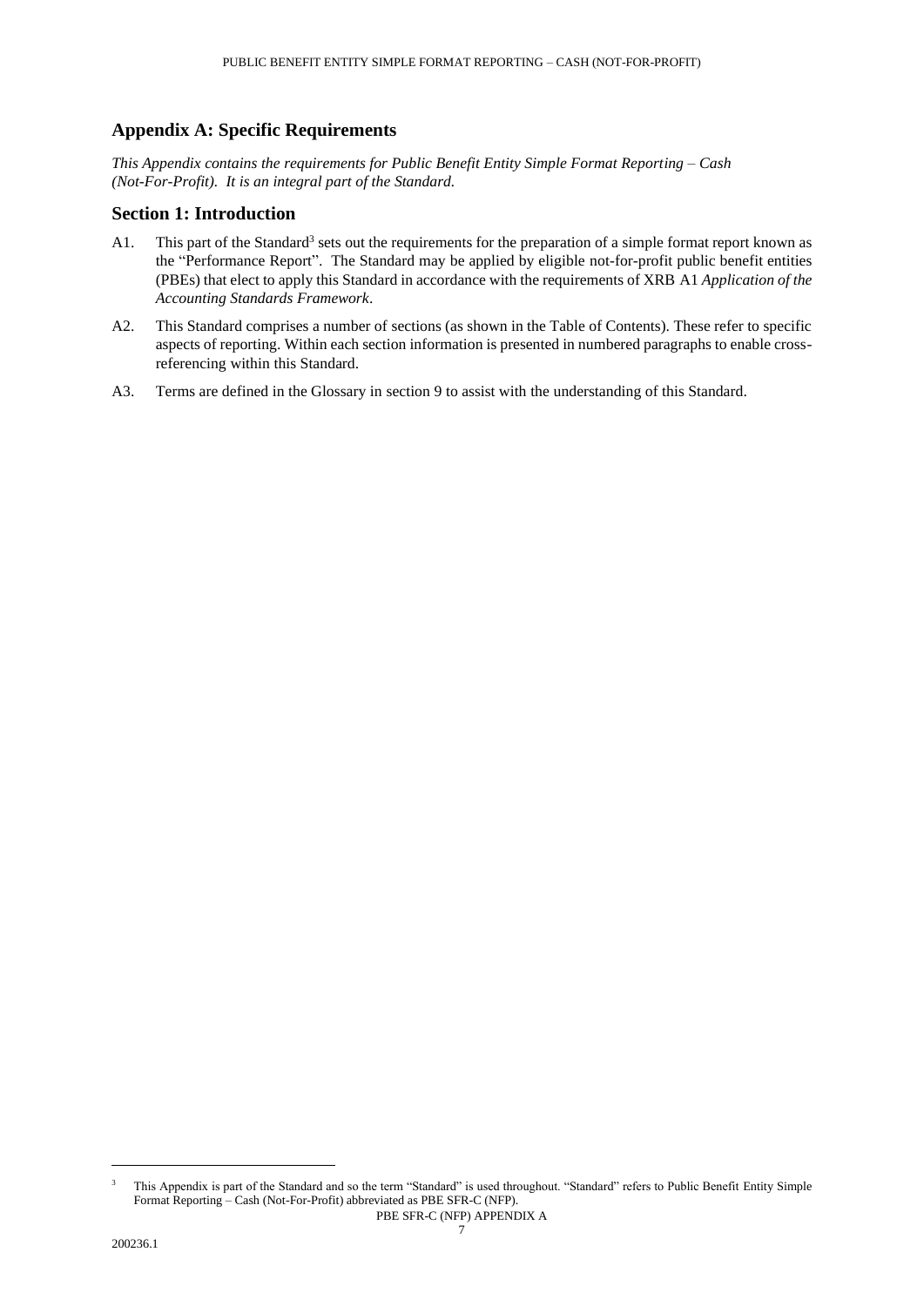## Appendix A: Specific Requirements

*This Appendix contains the requirements for Public Benefit Entity Simple Format Reporting – Cash (Not-For-Profit). It is an integral part of the Standard.*

## Section 1: Introduction

A1. This part of the Standard[3] sets out the requirements for the preparation of a simple format report known as the "Performance Report". The Standard may be applied by eligible not-for-profit public benefit entities (PBEs) that elect to apply this Standard in accordance with the requirements of XRB A1 *Application of the Accounting Standards Framework*.

A2. This Standard comprises a number of sections (as shown in the Table of Contents). These refer to specific aspects of reporting. Within each section information is presented in numbered paragraphs to enable cross-referencing within this Standard.

A3. Terms are defined in the Glossary in section 9 to assist with the understanding of this Standard.

[3] This Appendix is part of the Standard and so the term "Standard" is used throughout. "Standard" refers to Public Benefit Entity Simple Format Reporting – Cash (Not-For-Profit) abbreviated as PBE SFR-C (NFP).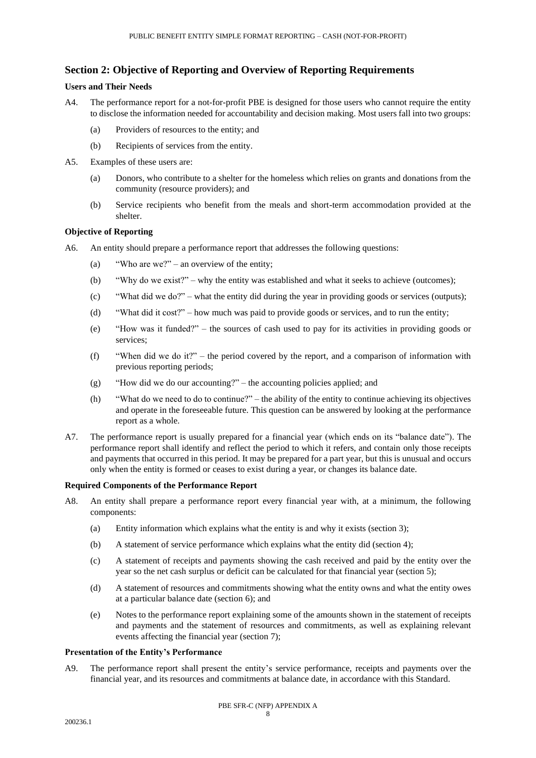## Section 2: Objective of Reporting and Overview of Reporting Requirements

### Users and Their Needs

A4. The performance report for a not-for-profit PBE is designed for those users who cannot require the entity to disclose the information needed for accountability and decision making. Most users fall into two groups:

(a) Providers of resources to the entity; and

(b) Recipients of services from the entity.

A5. Examples of these users are:

(a) Donors, who contribute to a shelter for the homeless which relies on grants and donations from the community (resource providers); and

(b) Service recipients who benefit from the meals and short-term accommodation provided at the shelter.

### Objective of Reporting

A6. An entity should prepare a performance report that addresses the following questions:

(a) "Who are we?" – an overview of the entity;

(b) "Why do we exist?" – why the entity was established and what it seeks to achieve (outcomes);

(c) "What did we do?" – what the entity did during the year in providing goods or services (outputs);

(d) "What did it cost?" – how much was paid to provide goods or services, and to run the entity;

(e) "How was it funded?" – the sources of cash used to pay for its activities in providing goods or services;

(f) "When did we do it?" – the period covered by the report, and a comparison of information with previous reporting periods;

(g) "How did we do our accounting?" – the accounting policies applied; and

(h) "What do we need to do to continue?" – the ability of the entity to continue achieving its objectives and operate in the foreseeable future. This question can be answered by looking at the performance report as a whole.

A7. The performance report is usually prepared for a financial year (which ends on its "balance date"). The performance report shall identify and reflect the period to which it refers, and contain only those receipts and payments that occurred in this period. It may be prepared for a part year, but this is unusual and occurs only when the entity is formed or ceases to exist during a year, or changes its balance date.

### Required Components of the Performance Report

A8. An entity shall prepare a performance report every financial year with, at a minimum, the following components:

(a) Entity information which explains what the entity is and why it exists (section 3);

(b) A statement of service performance which explains what the entity did (section 4);

(c) A statement of receipts and payments showing the cash received and paid by the entity over the year so the net cash surplus or deficit can be calculated for that financial year (section 5);

(d) A statement of resources and commitments showing what the entity owns and what the entity owes at a particular balance date (section 6); and

(e) Notes to the performance report explaining some of the amounts shown in the statement of receipts and payments and the statement of resources and commitments, as well as explaining relevant events affecting the financial year (section 7);

### Presentation of the Entity's Performance

A9. The performance report shall present the entity's service performance, receipts and payments over the financial year, and its resources and commitments at balance date, in accordance with this Standard.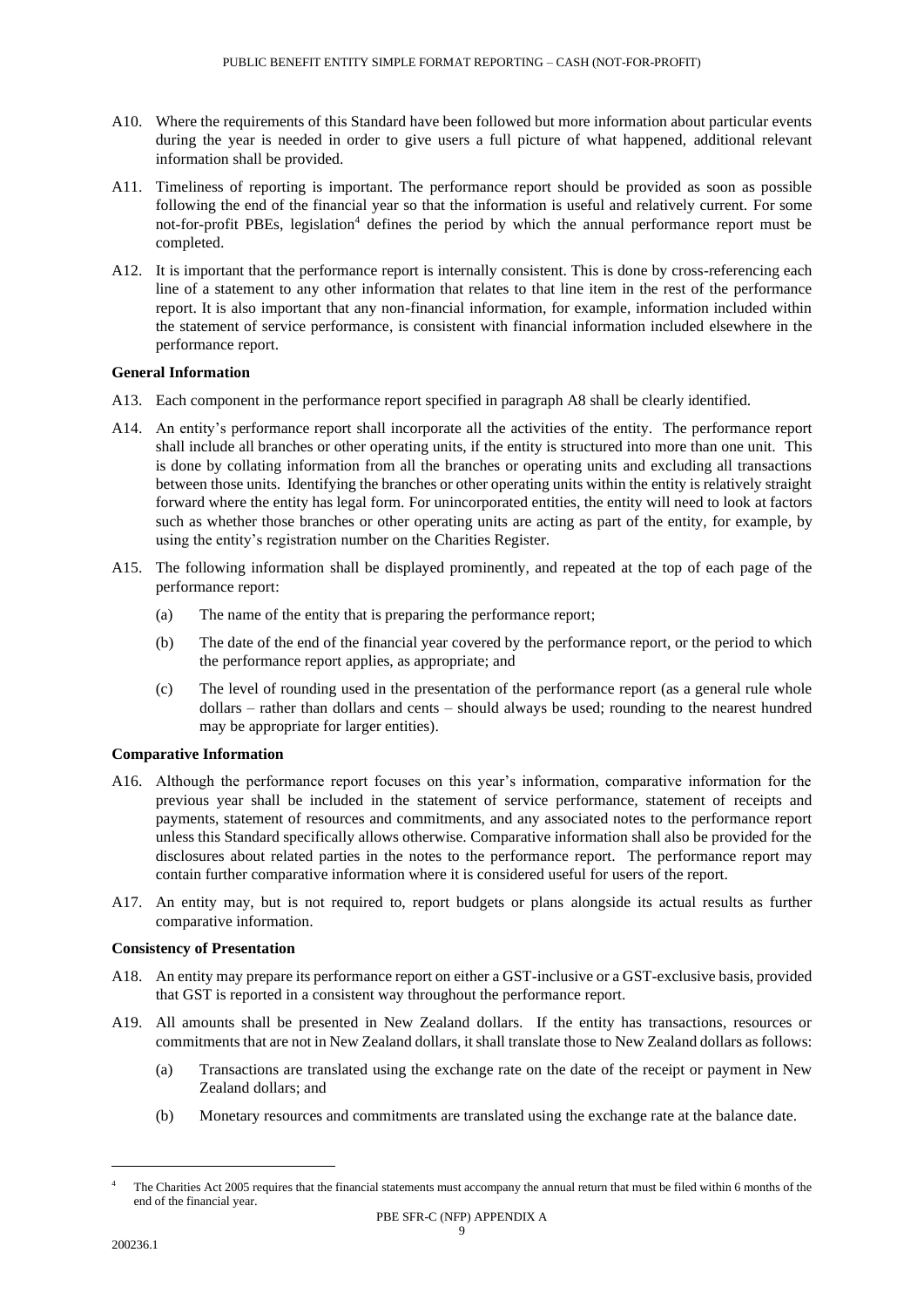A10. Where the requirements of this Standard have been followed but more information about particular events during the year is needed in order to give users a full picture of what happened, additional relevant information shall be provided.

A11. Timeliness of reporting is important. The performance report should be provided as soon as possible following the end of the financial year so that the information is useful and relatively current. For some not-for-profit PBEs, legislation[4] defines the period by which the annual performance report must be completed.

A12. It is important that the performance report is internally consistent. This is done by cross-referencing each line of a statement to any other information that relates to that line item in the rest of the performance report. It is also important that any non-financial information, for example, information included within the statement of service performance, is consistent with financial information included elsewhere in the performance report.

**General Information**

A13. Each component in the performance report specified in paragraph A8 shall be clearly identified.

A14. An entity's performance report shall incorporate all the activities of the entity. The performance report shall include all branches or other operating units, if the entity is structured into more than one unit. This is done by collating information from all the branches or operating units and excluding all transactions between those units. Identifying the branches or other operating units within the entity is relatively straight forward where the entity has legal form. For unincorporated entities, the entity will need to look at factors such as whether those branches or other operating units are acting as part of the entity, for example, by using the entity's registration number on the Charities Register.

A15. The following information shall be displayed prominently, and repeated at the top of each page of the performance report:

(a) The name of the entity that is preparing the performance report;

(b) The date of the end of the financial year covered by the performance report, or the period to which the performance report applies, as appropriate; and

(c) The level of rounding used in the presentation of the performance report (as a general rule whole dollars – rather than dollars and cents – should always be used; rounding to the nearest hundred may be appropriate for larger entities).

**Comparative Information**

A16. Although the performance report focuses on this year's information, comparative information for the previous year shall be included in the statement of service performance, statement of receipts and payments, statement of resources and commitments, and any associated notes to the performance report unless this Standard specifically allows otherwise. Comparative information shall also be provided for the disclosures about related parties in the notes to the performance report. The performance report may contain further comparative information where it is considered useful for users of the report.

A17. An entity may, but is not required to, report budgets or plans alongside its actual results as further comparative information.

**Consistency of Presentation**

A18. An entity may prepare its performance report on either a GST-inclusive or a GST-exclusive basis, provided that GST is reported in a consistent way throughout the performance report.

A19. All amounts shall be presented in New Zealand dollars. If the entity has transactions, resources or commitments that are not in New Zealand dollars, it shall translate those to New Zealand dollars as follows:

(a) Transactions are translated using the exchange rate on the date of the receipt or payment in New Zealand dollars; and

(b) Monetary resources and commitments are translated using the exchange rate at the balance date.

---

[4] The Charities Act 2005 requires that the financial statements must accompany the annual return that must be filed within 6 months of the end of the financial year.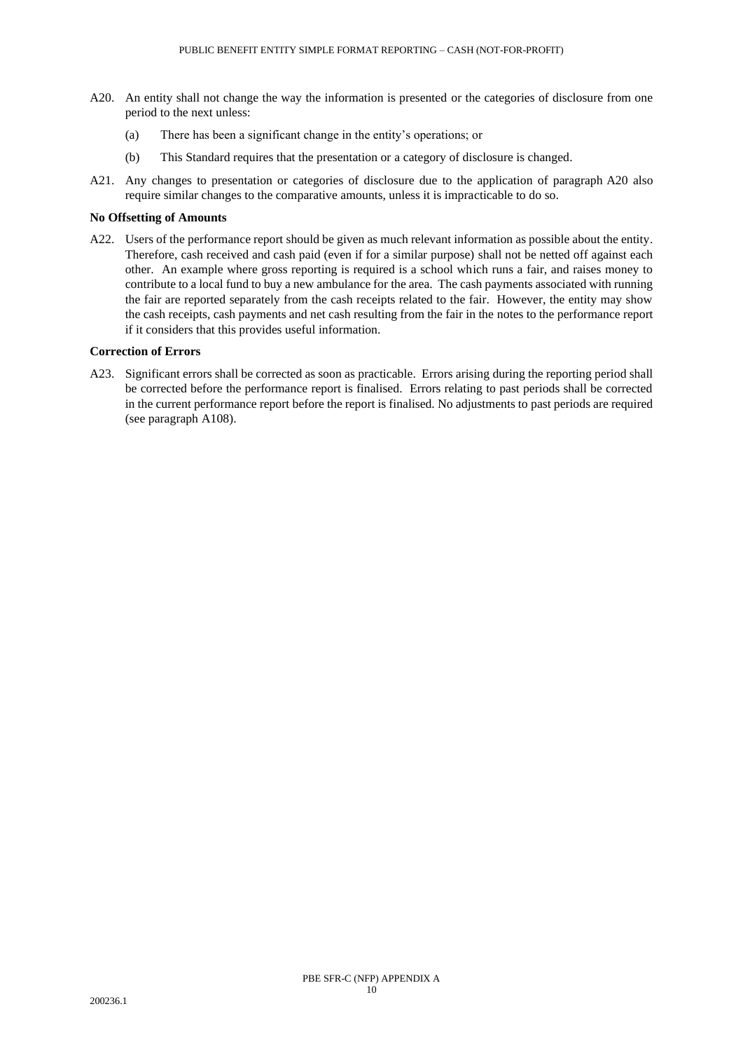A20. An entity shall not change the way the information is presented or the categories of disclosure from one period to the next unless:

(a) There has been a significant change in the entity's operations; or

(b) This Standard requires that the presentation or a category of disclosure is changed.

A21. Any changes to presentation or categories of disclosure due to the application of paragraph A20 also require similar changes to the comparative amounts, unless it is impracticable to do so.

**No Offsetting of Amounts**

A22. Users of the performance report should be given as much relevant information as possible about the entity. Therefore, cash received and cash paid (even if for a similar purpose) shall not be netted off against each other. An example where gross reporting is required is a school which runs a fair, and raises money to contribute to a local fund to buy a new ambulance for the area. The cash payments associated with running the fair are reported separately from the cash receipts related to the fair. However, the entity may show the cash receipts, cash payments and net cash resulting from the fair in the notes to the performance report if it considers that this provides useful information.

**Correction of Errors**

A23. Significant errors shall be corrected as soon as practicable. Errors arising during the reporting period shall be corrected before the performance report is finalised. Errors relating to past periods shall be corrected in the current performance report before the report is finalised. No adjustments to past periods are required (see paragraph A108).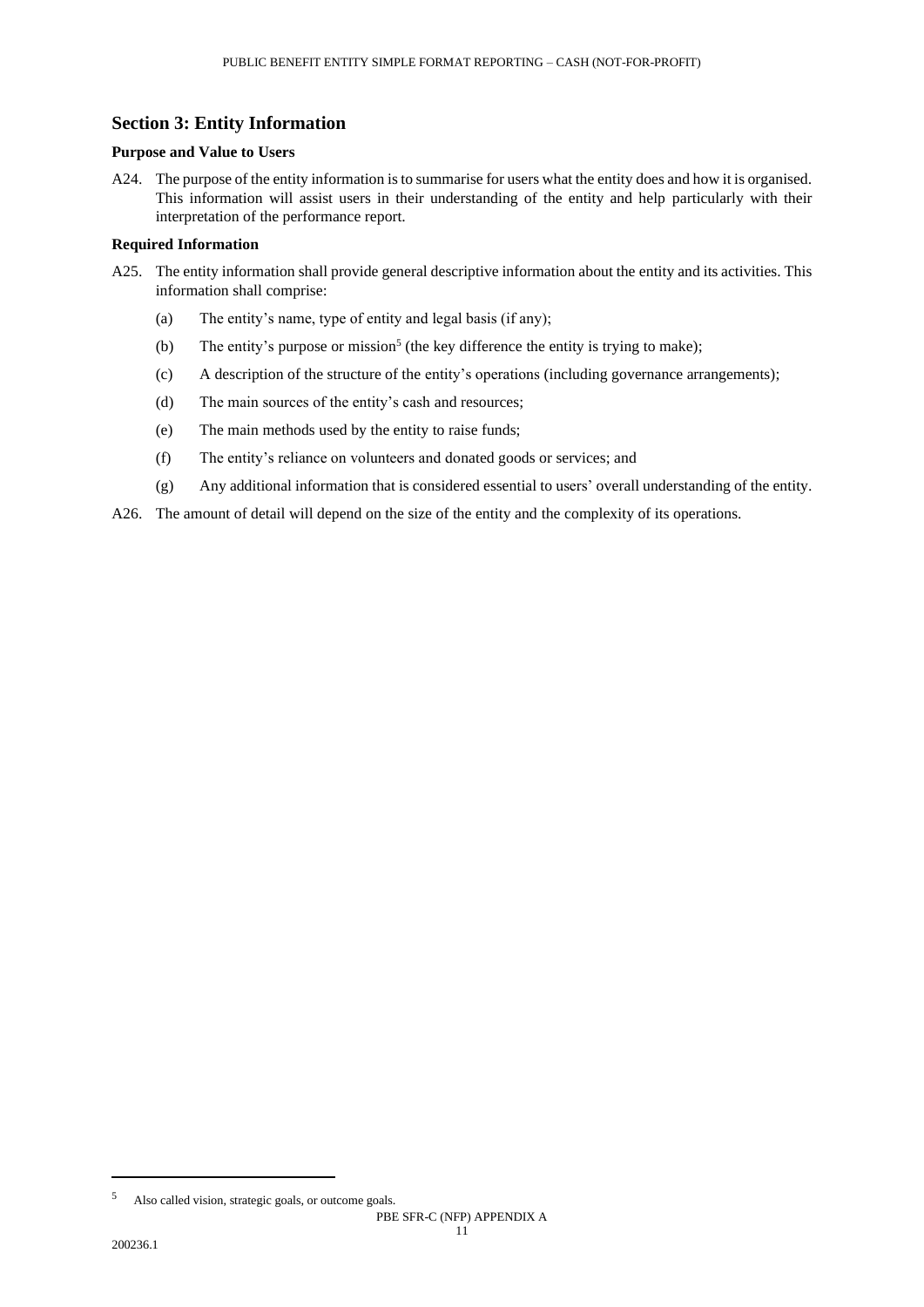## Section 3: Entity Information

**Purpose and Value to Users**

A24. The purpose of the entity information is to summarise for users what the entity does and how it is organised. This information will assist users in their understanding of the entity and help particularly with their interpretation of the performance report.

**Required Information**

A25. The entity information shall provide general descriptive information about the entity and its activities. This information shall comprise:

(a) The entity's name, type of entity and legal basis (if any);

(b) The entity's purpose or mission[5] (the key difference the entity is trying to make);

(c) A description of the structure of the entity's operations (including governance arrangements);

(d) The main sources of the entity's cash and resources;

(e) The main methods used by the entity to raise funds;

(f) The entity's reliance on volunteers and donated goods or services; and

(g) Any additional information that is considered essential to users' overall understanding of the entity.

A26. The amount of detail will depend on the size of the entity and the complexity of its operations.

---

[5] Also called vision, strategic goals, or outcome goals.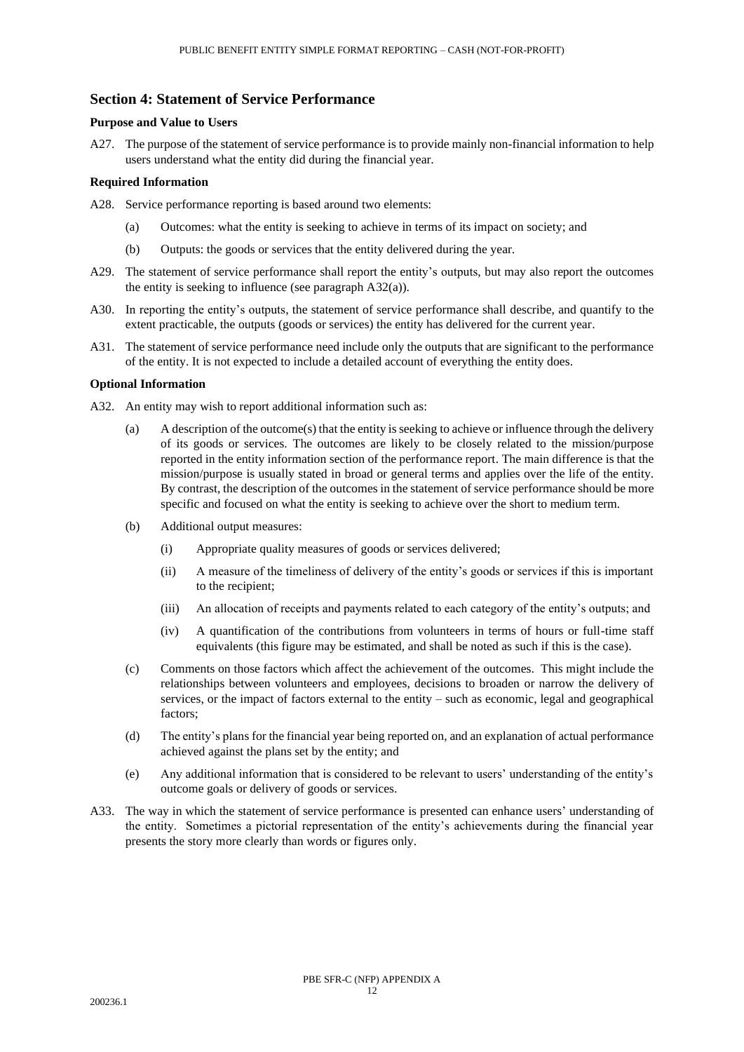## Section 4: Statement of Service Performance

### Purpose and Value to Users

A27. The purpose of the statement of service performance is to provide mainly non-financial information to help users understand what the entity did during the financial year.

### Required Information

A28. Service performance reporting is based around two elements:

(a) Outcomes: what the entity is seeking to achieve in terms of its impact on society; and

(b) Outputs: the goods or services that the entity delivered during the year.

A29. The statement of service performance shall report the entity's outputs, but may also report the outcomes the entity is seeking to influence (see paragraph A32(a)).

A30. In reporting the entity's outputs, the statement of service performance shall describe, and quantify to the extent practicable, the outputs (goods or services) the entity has delivered for the current year.

A31. The statement of service performance need include only the outputs that are significant to the performance of the entity. It is not expected to include a detailed account of everything the entity does.

### Optional Information

A32. An entity may wish to report additional information such as:

(a) A description of the outcome(s) that the entity is seeking to achieve or influence through the delivery of its goods or services. The outcomes are likely to be closely related to the mission/purpose reported in the entity information section of the performance report. The main difference is that the mission/purpose is usually stated in broad or general terms and applies over the life of the entity. By contrast, the description of the outcomes in the statement of service performance should be more specific and focused on what the entity is seeking to achieve over the short to medium term.

(b) Additional output measures:

(i) Appropriate quality measures of goods or services delivered;

(ii) A measure of the timeliness of delivery of the entity's goods or services if this is important to the recipient;

(iii) An allocation of receipts and payments related to each category of the entity's outputs; and

(iv) A quantification of the contributions from volunteers in terms of hours or full-time staff equivalents (this figure may be estimated, and shall be noted as such if this is the case).

(c) Comments on those factors which affect the achievement of the outcomes. This might include the relationships between volunteers and employees, decisions to broaden or narrow the delivery of services, or the impact of factors external to the entity – such as economic, legal and geographical factors;

(d) The entity's plans for the financial year being reported on, and an explanation of actual performance achieved against the plans set by the entity; and

(e) Any additional information that is considered to be relevant to users' understanding of the entity's outcome goals or delivery of goods or services.

A33. The way in which the statement of service performance is presented can enhance users' understanding of the entity. Sometimes a pictorial representation of the entity's achievements during the financial year presents the story more clearly than words or figures only.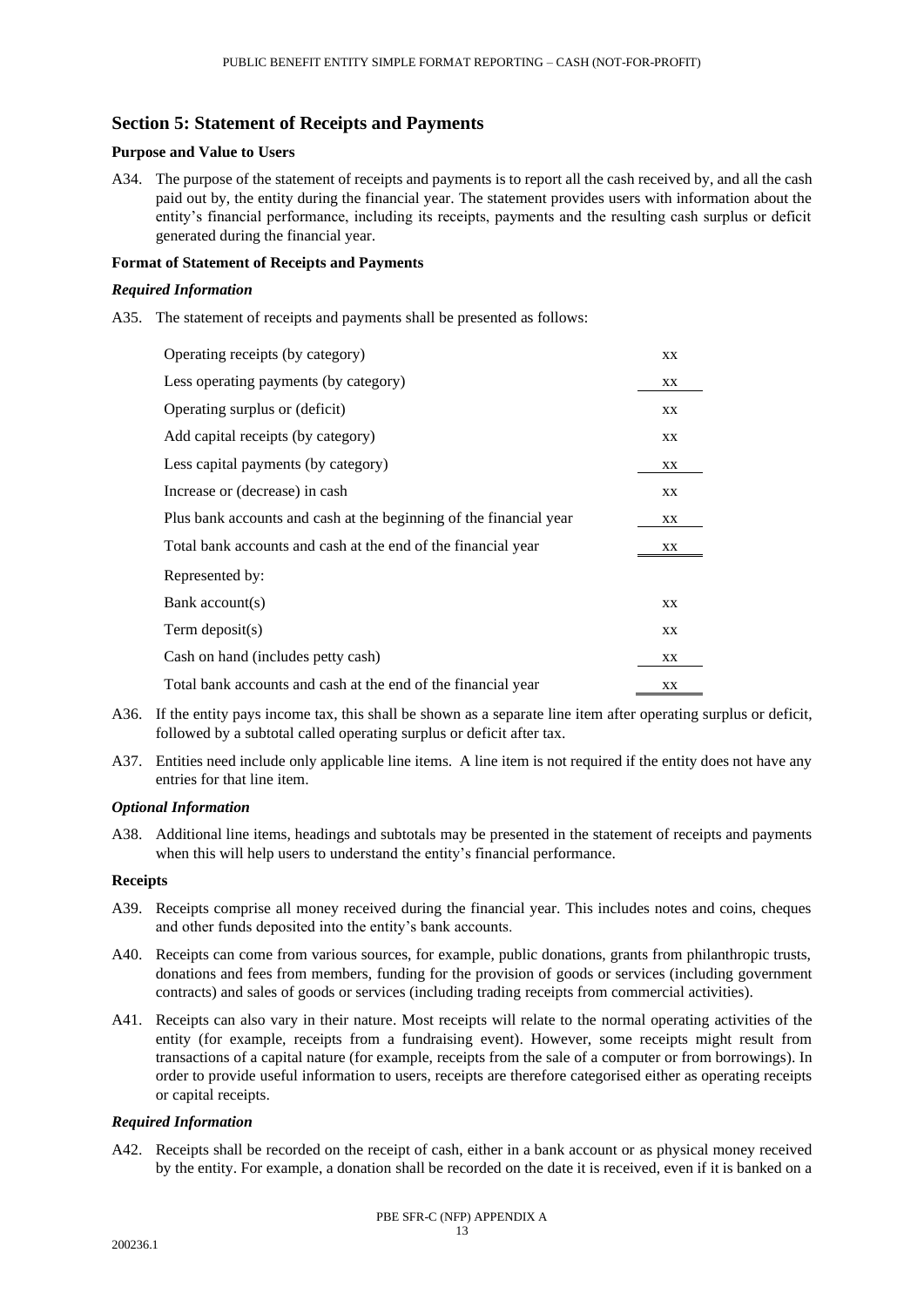## Section 5: Statement of Receipts and Payments

### Purpose and Value to Users

A34. The purpose of the statement of receipts and payments is to report all the cash received by, and all the cash paid out by, the entity during the financial year. The statement provides users with information about the entity's financial performance, including its receipts, payments and the resulting cash surplus or deficit generated during the financial year.

### Format of Statement of Receipts and Payments

#### *Required Information*

A35. The statement of receipts and payments shall be presented as follows:

| | |
|---|---|
| Operating receipts (by category) | xx |
| Less operating payments (by category) | xx |
| Operating surplus or (deficit) | xx |
| Add capital receipts (by category) | xx |
| Less capital payments (by category) | xx |
| Increase or (decrease) in cash | xx |
| Plus bank accounts and cash at the beginning of the financial year | xx |
| Total bank accounts and cash at the end of the financial year | xx |
| Represented by: | |
| Bank account(s) | xx |
| Term deposit(s) | xx |
| Cash on hand (includes petty cash) | xx |
| Total bank accounts and cash at the end of the financial year | xx |

A36. If the entity pays income tax, this shall be shown as a separate line item after operating surplus or deficit, followed by a subtotal called operating surplus or deficit after tax.

A37. Entities need include only applicable line items. A line item is not required if the entity does not have any entries for that line item.

#### *Optional Information*

A38. Additional line items, headings and subtotals may be presented in the statement of receipts and payments when this will help users to understand the entity's financial performance.

### Receipts

A39. Receipts comprise all money received during the financial year. This includes notes and coins, cheques and other funds deposited into the entity's bank accounts.

A40. Receipts can come from various sources, for example, public donations, grants from philanthropic trusts, donations and fees from members, funding for the provision of goods or services (including government contracts) and sales of goods or services (including trading receipts from commercial activities).

A41. Receipts can also vary in their nature. Most receipts will relate to the normal operating activities of the entity (for example, receipts from a fundraising event). However, some receipts might result from transactions of a capital nature (for example, receipts from the sale of a computer or from borrowings). In order to provide useful information to users, receipts are therefore categorised either as operating receipts or capital receipts.

#### *Required Information*

A42. Receipts shall be recorded on the receipt of cash, either in a bank account or as physical money received by the entity. For example, a donation shall be recorded on the date it is received, even if it is banked on a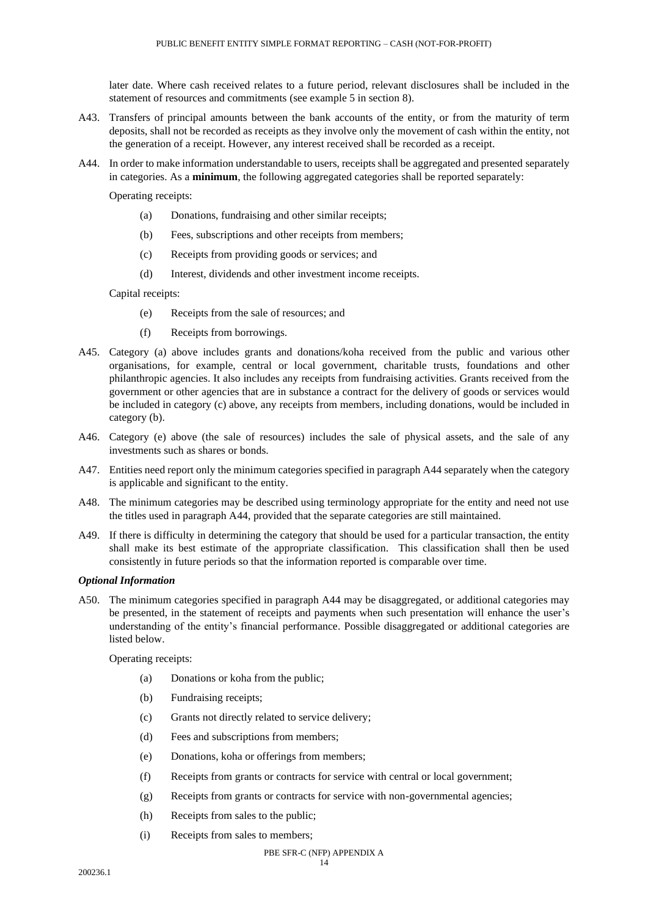later date. Where cash received relates to a future period, relevant disclosures shall be included in the statement of resources and commitments (see example 5 in section 8).

A43. Transfers of principal amounts between the bank accounts of the entity, or from the maturity of term deposits, shall not be recorded as receipts as they involve only the movement of cash within the entity, not the generation of a receipt. However, any interest received shall be recorded as a receipt.

A44. In order to make information understandable to users, receipts shall be aggregated and presented separately in categories. As a **minimum**, the following aggregated categories shall be reported separately:

Operating receipts:

- (a) Donations, fundraising and other similar receipts;
- (b) Fees, subscriptions and other receipts from members;
- (c) Receipts from providing goods or services; and
- (d) Interest, dividends and other investment income receipts.

Capital receipts:

- (e) Receipts from the sale of resources; and
- (f) Receipts from borrowings.

A45. Category (a) above includes grants and donations/koha received from the public and various other organisations, for example, central or local government, charitable trusts, foundations and other philanthropic agencies. It also includes any receipts from fundraising activities. Grants received from the government or other agencies that are in substance a contract for the delivery of goods or services would be included in category (c) above, any receipts from members, including donations, would be included in category (b).

A46. Category (e) above (the sale of resources) includes the sale of physical assets, and the sale of any investments such as shares or bonds.

A47. Entities need report only the minimum categories specified in paragraph A44 separately when the category is applicable and significant to the entity.

A48. The minimum categories may be described using terminology appropriate for the entity and need not use the titles used in paragraph A44, provided that the separate categories are still maintained.

A49. If there is difficulty in determining the category that should be used for a particular transaction, the entity shall make its best estimate of the appropriate classification. This classification shall then be used consistently in future periods so that the information reported is comparable over time.

### *Optional Information*

A50. The minimum categories specified in paragraph A44 may be disaggregated, or additional categories may be presented, in the statement of receipts and payments when such presentation will enhance the user's understanding of the entity's financial performance. Possible disaggregated or additional categories are listed below.

Operating receipts:

- (a) Donations or koha from the public;
- (b) Fundraising receipts;
- (c) Grants not directly related to service delivery;
- (d) Fees and subscriptions from members;
- (e) Donations, koha or offerings from members;
- (f) Receipts from grants or contracts for service with central or local government;
- (g) Receipts from grants or contracts for service with non-governmental agencies;
- (h) Receipts from sales to the public;
- (i) Receipts from sales to members;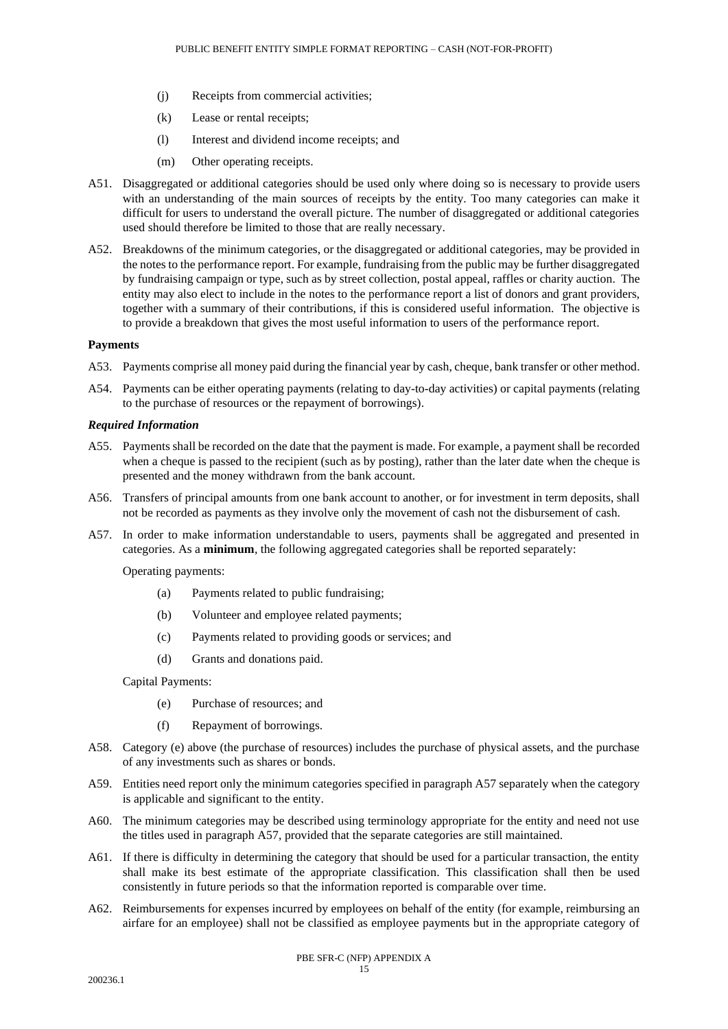(j) Receipts from commercial activities;

(k) Lease or rental receipts;

(l) Interest and dividend income receipts; and

(m) Other operating receipts.

A51. Disaggregated or additional categories should be used only where doing so is necessary to provide users with an understanding of the main sources of receipts by the entity. Too many categories can make it difficult for users to understand the overall picture. The number of disaggregated or additional categories used should therefore be limited to those that are really necessary.

A52. Breakdowns of the minimum categories, or the disaggregated or additional categories, may be provided in the notes to the performance report. For example, fundraising from the public may be further disaggregated by fundraising campaign or type, such as by street collection, postal appeal, raffles or charity auction. The entity may also elect to include in the notes to the performance report a list of donors and grant providers, together with a summary of their contributions, if this is considered useful information. The objective is to provide a breakdown that gives the most useful information to users of the performance report.

### Payments

A53. Payments comprise all money paid during the financial year by cash, cheque, bank transfer or other method.

A54. Payments can be either operating payments (relating to day-to-day activities) or capital payments (relating to the purchase of resources or the repayment of borrowings).

#### *Required Information*

A55. Payments shall be recorded on the date that the payment is made. For example, a payment shall be recorded when a cheque is passed to the recipient (such as by posting), rather than the later date when the cheque is presented and the money withdrawn from the bank account.

A56. Transfers of principal amounts from one bank account to another, or for investment in term deposits, shall not be recorded as payments as they involve only the movement of cash not the disbursement of cash.

A57. In order to make information understandable to users, payments shall be aggregated and presented in categories. As a **minimum**, the following aggregated categories shall be reported separately:

Operating payments:

(a) Payments related to public fundraising;

(b) Volunteer and employee related payments;

(c) Payments related to providing goods or services; and

(d) Grants and donations paid.

Capital Payments:

(e) Purchase of resources; and

(f) Repayment of borrowings.

A58. Category (e) above (the purchase of resources) includes the purchase of physical assets, and the purchase of any investments such as shares or bonds.

A59. Entities need report only the minimum categories specified in paragraph A57 separately when the category is applicable and significant to the entity.

A60. The minimum categories may be described using terminology appropriate for the entity and need not use the titles used in paragraph A57, provided that the separate categories are still maintained.

A61. If there is difficulty in determining the category that should be used for a particular transaction, the entity shall make its best estimate of the appropriate classification. This classification shall then be used consistently in future periods so that the information reported is comparable over time.

A62. Reimbursements for expenses incurred by employees on behalf of the entity (for example, reimbursing an airfare for an employee) shall not be classified as employee payments but in the appropriate category of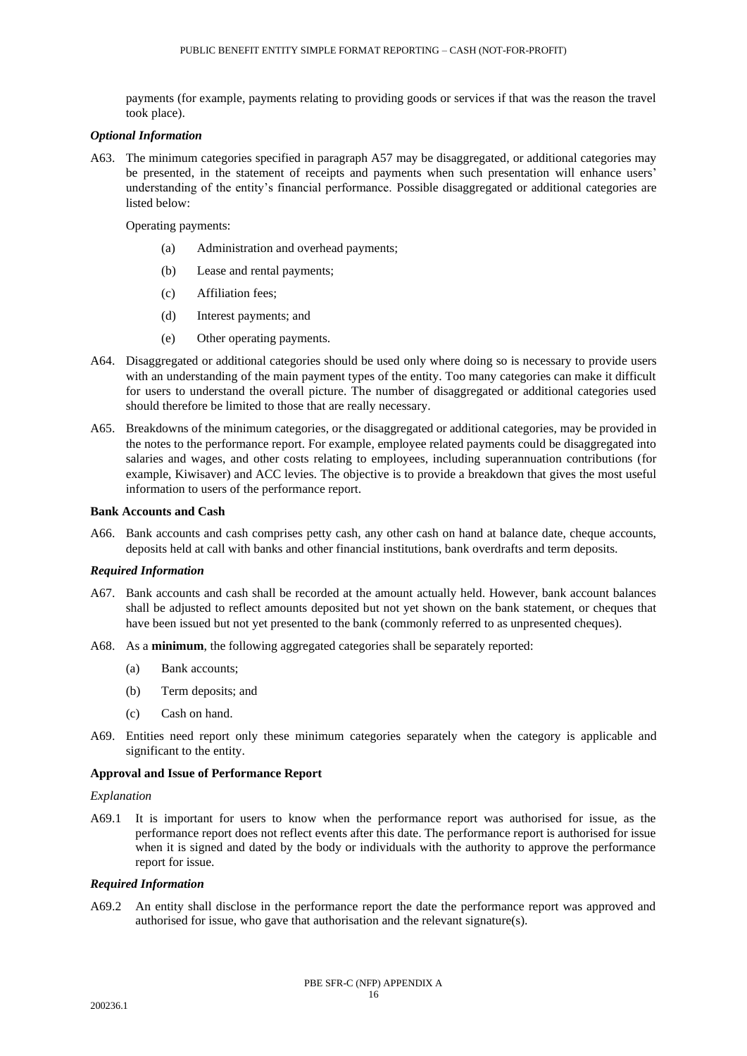payments (for example, payments relating to providing goods or services if that was the reason the travel took place).

***Optional Information***

A63. The minimum categories specified in paragraph A57 may be disaggregated, or additional categories may be presented, in the statement of receipts and payments when such presentation will enhance users' understanding of the entity's financial performance. Possible disaggregated or additional categories are listed below:

Operating payments:

(a) Administration and overhead payments;

(b) Lease and rental payments;

(c) Affiliation fees;

(d) Interest payments; and

(e) Other operating payments.

A64. Disaggregated or additional categories should be used only where doing so is necessary to provide users with an understanding of the main payment types of the entity. Too many categories can make it difficult for users to understand the overall picture. The number of disaggregated or additional categories used should therefore be limited to those that are really necessary.

A65. Breakdowns of the minimum categories, or the disaggregated or additional categories, may be provided in the notes to the performance report. For example, employee related payments could be disaggregated into salaries and wages, and other costs relating to employees, including superannuation contributions (for example, Kiwisaver) and ACC levies. The objective is to provide a breakdown that gives the most useful information to users of the performance report.

**Bank Accounts and Cash**

A66. Bank accounts and cash comprises petty cash, any other cash on hand at balance date, cheque accounts, deposits held at call with banks and other financial institutions, bank overdrafts and term deposits.

***Required Information***

A67. Bank accounts and cash shall be recorded at the amount actually held. However, bank account balances shall be adjusted to reflect amounts deposited but not yet shown on the bank statement, or cheques that have been issued but not yet presented to the bank (commonly referred to as unpresented cheques).

A68. As a **minimum**, the following aggregated categories shall be separately reported:

(a) Bank accounts;

(b) Term deposits; and

(c) Cash on hand.

A69. Entities need report only these minimum categories separately when the category is applicable and significant to the entity.

**Approval and Issue of Performance Report**

*Explanation*

A69.1 It is important for users to know when the performance report was authorised for issue, as the performance report does not reflect events after this date. The performance report is authorised for issue when it is signed and dated by the body or individuals with the authority to approve the performance report for issue.

***Required Information***

A69.2 An entity shall disclose in the performance report the date the performance report was approved and authorised for issue, who gave that authorisation and the relevant signature(s).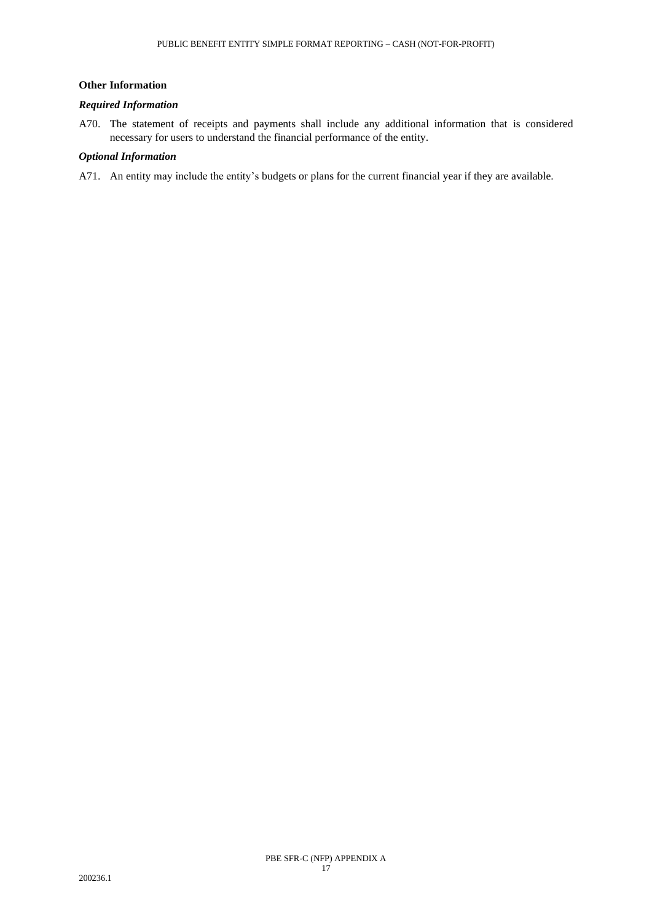**Other Information**

***Required Information***

A70. The statement of receipts and payments shall include any additional information that is considered necessary for users to understand the financial performance of the entity.

***Optional Information***

A71. An entity may include the entity's budgets or plans for the current financial year if they are available.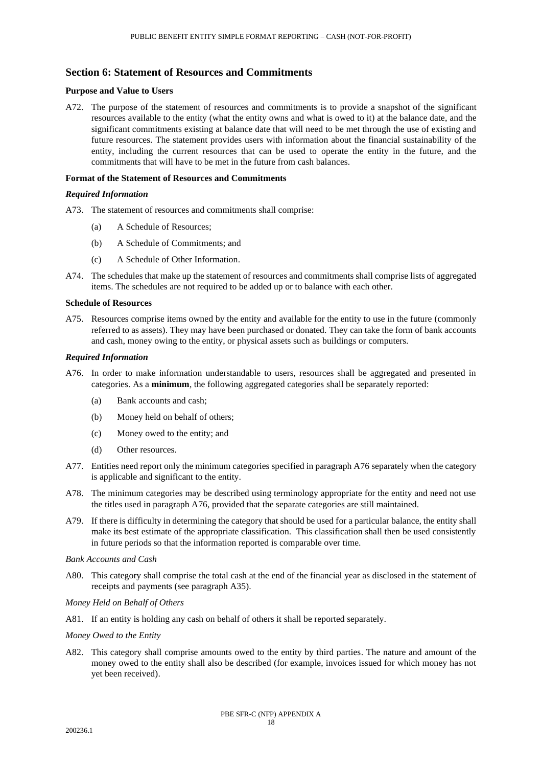## Section 6: Statement of Resources and Commitments

**Purpose and Value to Users**

A72. The purpose of the statement of resources and commitments is to provide a snapshot of the significant resources available to the entity (what the entity owns and what is owed to it) at the balance date, and the significant commitments existing at balance date that will need to be met through the use of existing and future resources. The statement provides users with information about the financial sustainability of the entity, including the current resources that can be used to operate the entity in the future, and the commitments that will have to be met in the future from cash balances.

**Format of the Statement of Resources and Commitments**

***Required Information***

A73. The statement of resources and commitments shall comprise:

(a) A Schedule of Resources;

(b) A Schedule of Commitments; and

(c) A Schedule of Other Information.

A74. The schedules that make up the statement of resources and commitments shall comprise lists of aggregated items. The schedules are not required to be added up or to balance with each other.

**Schedule of Resources**

A75. Resources comprise items owned by the entity and available for the entity to use in the future (commonly referred to as assets). They may have been purchased or donated. They can take the form of bank accounts and cash, money owing to the entity, or physical assets such as buildings or computers.

***Required Information***

A76. In order to make information understandable to users, resources shall be aggregated and presented in categories. As a **minimum**, the following aggregated categories shall be separately reported:

(a) Bank accounts and cash;

(b) Money held on behalf of others;

(c) Money owed to the entity; and

(d) Other resources.

A77. Entities need report only the minimum categories specified in paragraph A76 separately when the category is applicable and significant to the entity.

A78. The minimum categories may be described using terminology appropriate for the entity and need not use the titles used in paragraph A76, provided that the separate categories are still maintained.

A79. If there is difficulty in determining the category that should be used for a particular balance, the entity shall make its best estimate of the appropriate classification. This classification shall then be used consistently in future periods so that the information reported is comparable over time.

*Bank Accounts and Cash*

A80. This category shall comprise the total cash at the end of the financial year as disclosed in the statement of receipts and payments (see paragraph A35).

*Money Held on Behalf of Others*

A81. If an entity is holding any cash on behalf of others it shall be reported separately.

*Money Owed to the Entity*

A82. This category shall comprise amounts owed to the entity by third parties. The nature and amount of the money owed to the entity shall also be described (for example, invoices issued for which money has not yet been received).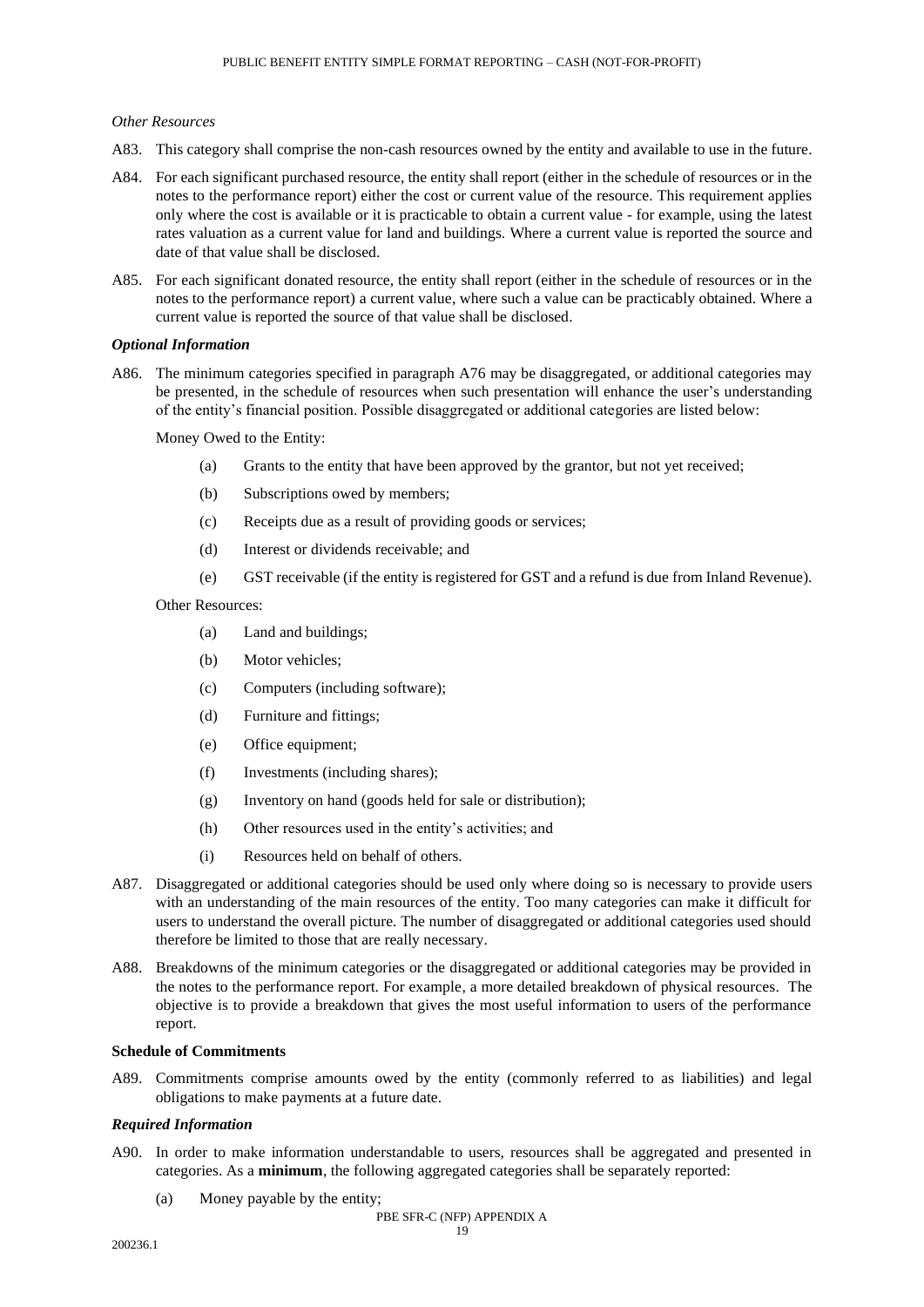*Other Resources*

A83. This category shall comprise the non-cash resources owned by the entity and available to use in the future.

A84. For each significant purchased resource, the entity shall report (either in the schedule of resources or in the notes to the performance report) either the cost or current value of the resource. This requirement applies only where the cost is available or it is practicable to obtain a current value - for example, using the latest rates valuation as a current value for land and buildings. Where a current value is reported the source and date of that value shall be disclosed.

A85. For each significant donated resource, the entity shall report (either in the schedule of resources or in the notes to the performance report) a current value, where such a value can be practicably obtained. Where a current value is reported the source of that value shall be disclosed.

***Optional Information***

A86. The minimum categories specified in paragraph A76 may be disaggregated, or additional categories may be presented, in the schedule of resources when such presentation will enhance the user's understanding of the entity's financial position. Possible disaggregated or additional categories are listed below:

Money Owed to the Entity:

(a) Grants to the entity that have been approved by the grantor, but not yet received;

(b) Subscriptions owed by members;

(c) Receipts due as a result of providing goods or services;

(d) Interest or dividends receivable; and

(e) GST receivable (if the entity is registered for GST and a refund is due from Inland Revenue).

Other Resources:

(a) Land and buildings;

(b) Motor vehicles;

(c) Computers (including software);

(d) Furniture and fittings;

(e) Office equipment;

(f) Investments (including shares);

(g) Inventory on hand (goods held for sale or distribution);

(h) Other resources used in the entity's activities; and

(i) Resources held on behalf of others.

A87. Disaggregated or additional categories should be used only where doing so is necessary to provide users with an understanding of the main resources of the entity. Too many categories can make it difficult for users to understand the overall picture. The number of disaggregated or additional categories used should therefore be limited to those that are really necessary.

A88. Breakdowns of the minimum categories or the disaggregated or additional categories may be provided in the notes to the performance report. For example, a more detailed breakdown of physical resources. The objective is to provide a breakdown that gives the most useful information to users of the performance report.

**Schedule of Commitments**

A89. Commitments comprise amounts owed by the entity (commonly referred to as liabilities) and legal obligations to make payments at a future date.

***Required Information***

A90. In order to make information understandable to users, resources shall be aggregated and presented in categories. As a **minimum**, the following aggregated categories shall be separately reported:

(a) Money payable by the entity;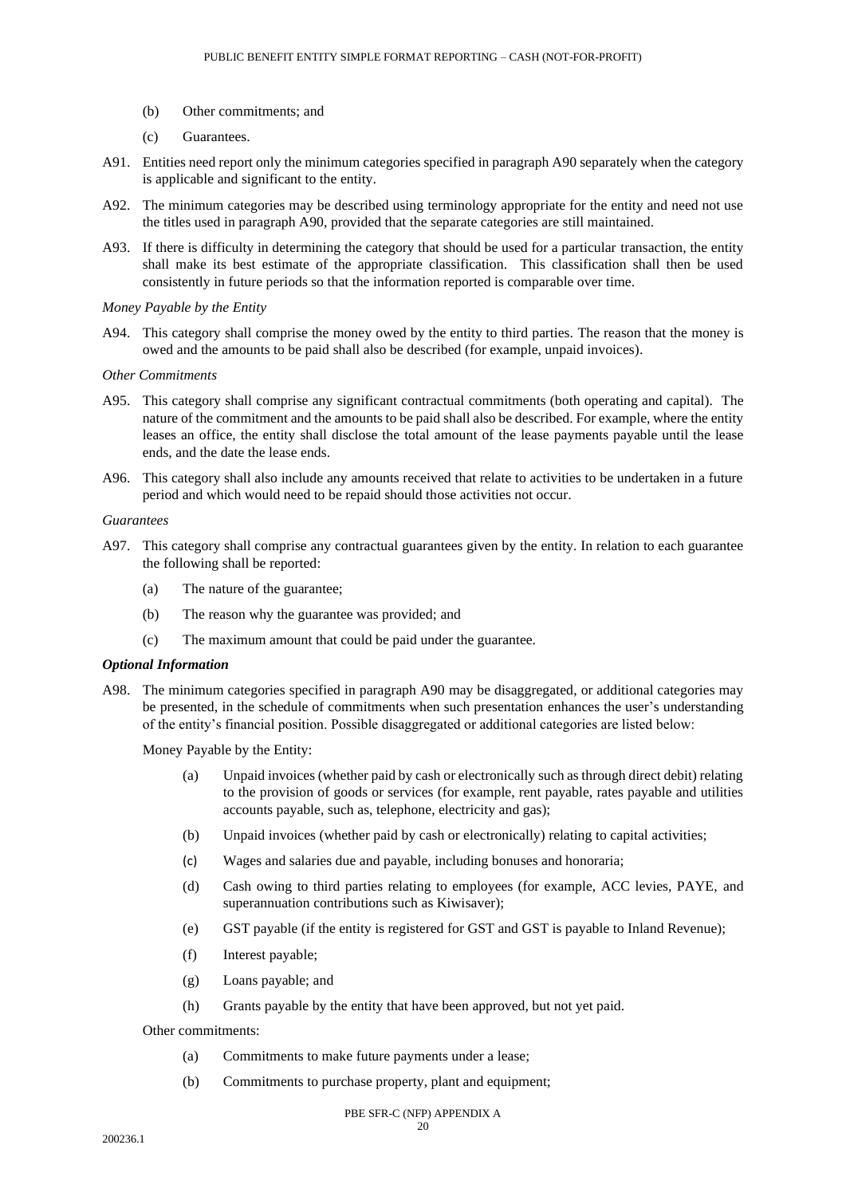(b) Other commitments; and

(c) Guarantees.

A91. Entities need report only the minimum categories specified in paragraph A90 separately when the category is applicable and significant to the entity.

A92. The minimum categories may be described using terminology appropriate for the entity and need not use the titles used in paragraph A90, provided that the separate categories are still maintained.

A93. If there is difficulty in determining the category that should be used for a particular transaction, the entity shall make its best estimate of the appropriate classification. This classification shall then be used consistently in future periods so that the information reported is comparable over time.

*Money Payable by the Entity*

A94. This category shall comprise the money owed by the entity to third parties. The reason that the money is owed and the amounts to be paid shall also be described (for example, unpaid invoices).

*Other Commitments*

A95. This category shall comprise any significant contractual commitments (both operating and capital). The nature of the commitment and the amounts to be paid shall also be described. For example, where the entity leases an office, the entity shall disclose the total amount of the lease payments payable until the lease ends, and the date the lease ends.

A96. This category shall also include any amounts received that relate to activities to be undertaken in a future period and which would need to be repaid should those activities not occur.

*Guarantees*

A97. This category shall comprise any contractual guarantees given by the entity. In relation to each guarantee the following shall be reported:

(a) The nature of the guarantee;

(b) The reason why the guarantee was provided; and

(c) The maximum amount that could be paid under the guarantee.

***Optional Information***

A98. The minimum categories specified in paragraph A90 may be disaggregated, or additional categories may be presented, in the schedule of commitments when such presentation enhances the user's understanding of the entity's financial position. Possible disaggregated or additional categories are listed below:

Money Payable by the Entity:

(a) Unpaid invoices (whether paid by cash or electronically such as through direct debit) relating to the provision of goods or services (for example, rent payable, rates payable and utilities accounts payable, such as, telephone, electricity and gas);

(b) Unpaid invoices (whether paid by cash or electronically) relating to capital activities;

(c) Wages and salaries due and payable, including bonuses and honoraria;

(d) Cash owing to third parties relating to employees (for example, ACC levies, PAYE, and superannuation contributions such as Kiwisaver);

(e) GST payable (if the entity is registered for GST and GST is payable to Inland Revenue);

(f) Interest payable;

(g) Loans payable; and

(h) Grants payable by the entity that have been approved, but not yet paid.

Other commitments:

(a) Commitments to make future payments under a lease;

(b) Commitments to purchase property, plant and equipment;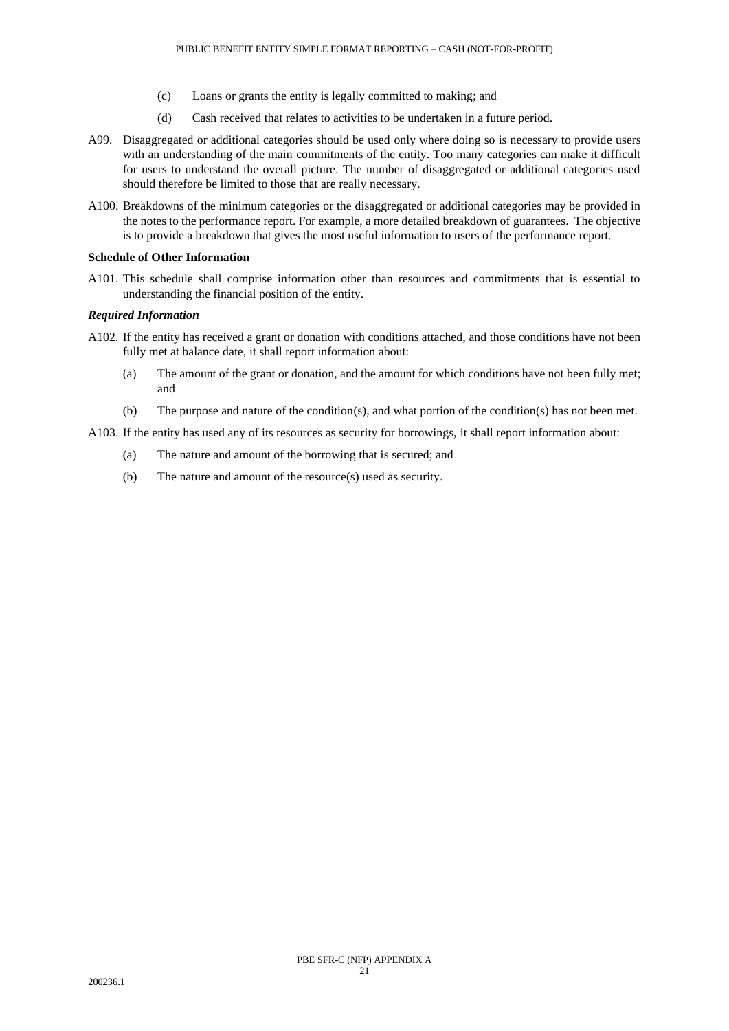(c) Loans or grants the entity is legally committed to making; and

(d) Cash received that relates to activities to be undertaken in a future period.

A99. Disaggregated or additional categories should be used only where doing so is necessary to provide users with an understanding of the main commitments of the entity. Too many categories can make it difficult for users to understand the overall picture. The number of disaggregated or additional categories used should therefore be limited to those that are really necessary.

A100. Breakdowns of the minimum categories or the disaggregated or additional categories may be provided in the notes to the performance report. For example, a more detailed breakdown of guarantees. The objective is to provide a breakdown that gives the most useful information to users of the performance report.

**Schedule of Other Information**

A101. This schedule shall comprise information other than resources and commitments that is essential to understanding the financial position of the entity.

***Required Information***

A102. If the entity has received a grant or donation with conditions attached, and those conditions have not been fully met at balance date, it shall report information about:

(a) The amount of the grant or donation, and the amount for which conditions have not been fully met; and

(b) The purpose and nature of the condition(s), and what portion of the condition(s) has not been met.

A103. If the entity has used any of its resources as security for borrowings, it shall report information about:

(a) The nature and amount of the borrowing that is secured; and

(b) The nature and amount of the resource(s) used as security.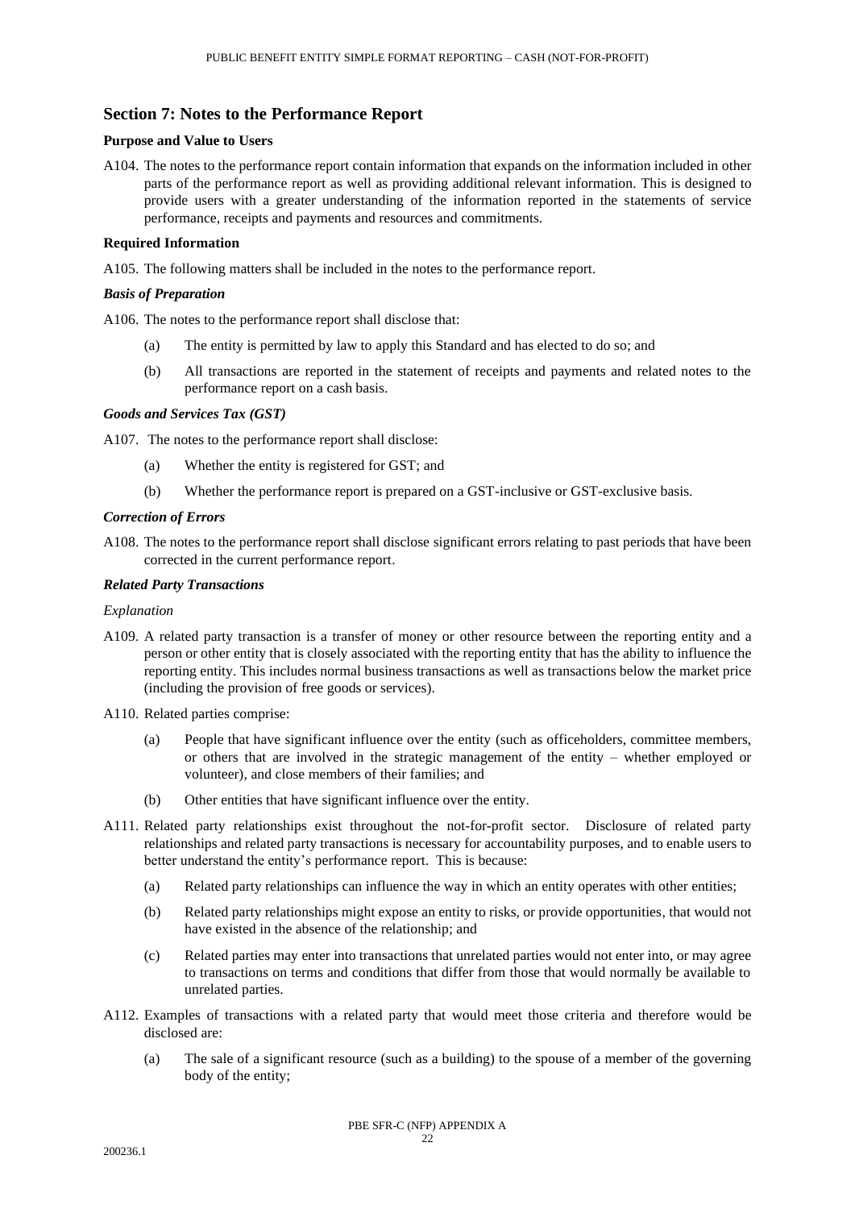## Section 7: Notes to the Performance Report

### Purpose and Value to Users

A104. The notes to the performance report contain information that expands on the information included in other parts of the performance report as well as providing additional relevant information. This is designed to provide users with a greater understanding of the information reported in the statements of service performance, receipts and payments and resources and commitments.

### Required Information

A105. The following matters shall be included in the notes to the performance report.

#### *Basis of Preparation*

A106. The notes to the performance report shall disclose that:

(a) The entity is permitted by law to apply this Standard and has elected to do so; and

(b) All transactions are reported in the statement of receipts and payments and related notes to the performance report on a cash basis.

#### *Goods and Services Tax (GST)*

A107. The notes to the performance report shall disclose:

(a) Whether the entity is registered for GST; and

(b) Whether the performance report is prepared on a GST-inclusive or GST-exclusive basis.

#### *Correction of Errors*

A108. The notes to the performance report shall disclose significant errors relating to past periods that have been corrected in the current performance report.

#### *Related Party Transactions*

*Explanation*

A109. A related party transaction is a transfer of money or other resource between the reporting entity and a person or other entity that is closely associated with the reporting entity that has the ability to influence the reporting entity. This includes normal business transactions as well as transactions below the market price (including the provision of free goods or services).

A110. Related parties comprise:

(a) People that have significant influence over the entity (such as officeholders, committee members, or others that are involved in the strategic management of the entity – whether employed or volunteer), and close members of their families; and

(b) Other entities that have significant influence over the entity.

A111. Related party relationships exist throughout the not-for-profit sector. Disclosure of related party relationships and related party transactions is necessary for accountability purposes, and to enable users to better understand the entity's performance report. This is because:

(a) Related party relationships can influence the way in which an entity operates with other entities;

(b) Related party relationships might expose an entity to risks, or provide opportunities, that would not have existed in the absence of the relationship; and

(c) Related parties may enter into transactions that unrelated parties would not enter into, or may agree to transactions on terms and conditions that differ from those that would normally be available to unrelated parties.

A112. Examples of transactions with a related party that would meet those criteria and therefore would be disclosed are:

(a) The sale of a significant resource (such as a building) to the spouse of a member of the governing body of the entity;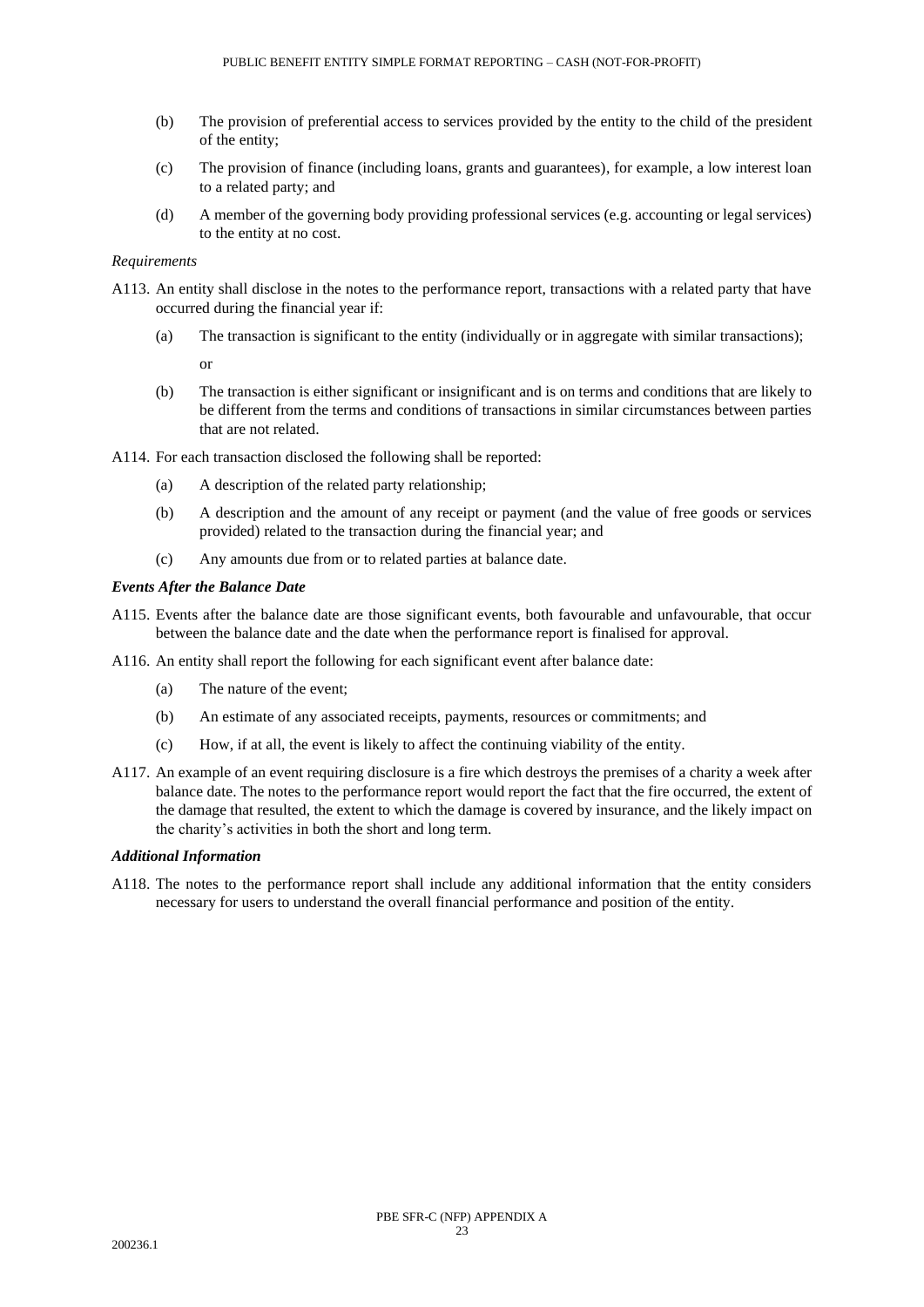(b) The provision of preferential access to services provided by the entity to the child of the president of the entity;

(c) The provision of finance (including loans, grants and guarantees), for example, a low interest loan to a related party; and

(d) A member of the governing body providing professional services (e.g. accounting or legal services) to the entity at no cost.

*Requirements*

A113. An entity shall disclose in the notes to the performance report, transactions with a related party that have occurred during the financial year if:

(a) The transaction is significant to the entity (individually or in aggregate with similar transactions);

or

(b) The transaction is either significant or insignificant and is on terms and conditions that are likely to be different from the terms and conditions of transactions in similar circumstances between parties that are not related.

A114. For each transaction disclosed the following shall be reported:

(a) A description of the related party relationship;

(b) A description and the amount of any receipt or payment (and the value of free goods or services provided) related to the transaction during the financial year; and

(c) Any amounts due from or to related parties at balance date.

***Events After the Balance Date***

A115. Events after the balance date are those significant events, both favourable and unfavourable, that occur between the balance date and the date when the performance report is finalised for approval.

A116. An entity shall report the following for each significant event after balance date:

(a) The nature of the event;

(b) An estimate of any associated receipts, payments, resources or commitments; and

(c) How, if at all, the event is likely to affect the continuing viability of the entity.

A117. An example of an event requiring disclosure is a fire which destroys the premises of a charity a week after balance date. The notes to the performance report would report the fact that the fire occurred, the extent of the damage that resulted, the extent to which the damage is covered by insurance, and the likely impact on the charity's activities in both the short and long term.

***Additional Information***

A118. The notes to the performance report shall include any additional information that the entity considers necessary for users to understand the overall financial performance and position of the entity.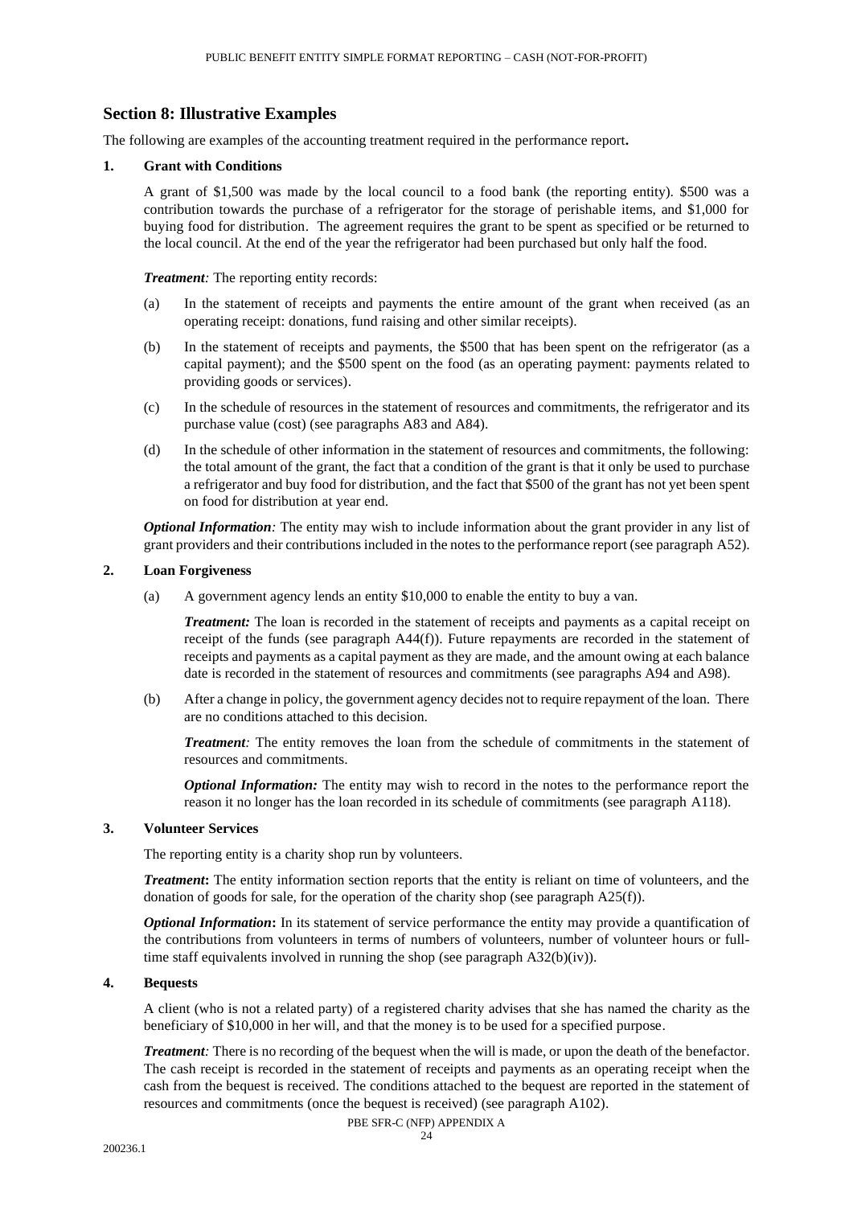## Section 8: Illustrative Examples

The following are examples of the accounting treatment required in the performance report**.**

### 1. Grant with Conditions

A grant of $1,500 was made by the local council to a food bank (the reporting entity). $500 was a contribution towards the purchase of a refrigerator for the storage of perishable items, and $1,000 for buying food for distribution. The agreement requires the grant to be spent as specified or be returned to the local council. At the end of the year the refrigerator had been purchased but only half the food.

***Treatment:*** The reporting entity records:

(a) In the statement of receipts and payments the entire amount of the grant when received (as an operating receipt: donations, fund raising and other similar receipts).

(b) In the statement of receipts and payments, the $500 that has been spent on the refrigerator (as a capital payment); and the $500 spent on the food (as an operating payment: payments related to providing goods or services).

(c) In the schedule of resources in the statement of resources and commitments, the refrigerator and its purchase value (cost) (see paragraphs A83 and A84).

(d) In the schedule of other information in the statement of resources and commitments, the following: the total amount of the grant, the fact that a condition of the grant is that it only be used to purchase a refrigerator and buy food for distribution, and the fact that $500 of the grant has not yet been spent on food for distribution at year end.

***Optional Information:*** The entity may wish to include information about the grant provider in any list of grant providers and their contributions included in the notes to the performance report (see paragraph A52).

### 2. Loan Forgiveness

(a) A government agency lends an entity $10,000 to enable the entity to buy a van.

***Treatment:*** The loan is recorded in the statement of receipts and payments as a capital receipt on receipt of the funds (see paragraph A44(f)). Future repayments are recorded in the statement of receipts and payments as a capital payment as they are made, and the amount owing at each balance date is recorded in the statement of resources and commitments (see paragraphs A94 and A98).

(b) After a change in policy, the government agency decides not to require repayment of the loan. There are no conditions attached to this decision.

***Treatment:*** The entity removes the loan from the schedule of commitments in the statement of resources and commitments.

***Optional Information:*** The entity may wish to record in the notes to the performance report the reason it no longer has the loan recorded in its schedule of commitments (see paragraph A118).

### 3. Volunteer Services

The reporting entity is a charity shop run by volunteers.

***Treatment*****:** The entity information section reports that the entity is reliant on time of volunteers, and the donation of goods for sale, for the operation of the charity shop (see paragraph A25(f)).

***Optional Information*****:** In its statement of service performance the entity may provide a quantification of the contributions from volunteers in terms of numbers of volunteers, number of volunteer hours or full-time staff equivalents involved in running the shop (see paragraph A32(b)(iv)).

### 4. Bequests

A client (who is not a related party) of a registered charity advises that she has named the charity as the beneficiary of $10,000 in her will, and that the money is to be used for a specified purpose.

***Treatment:*** There is no recording of the bequest when the will is made, or upon the death of the benefactor. The cash receipt is recorded in the statement of receipts and payments as an operating receipt when the cash from the bequest is received. The conditions attached to the bequest are reported in the statement of resources and commitments (once the bequest is received) (see paragraph A102).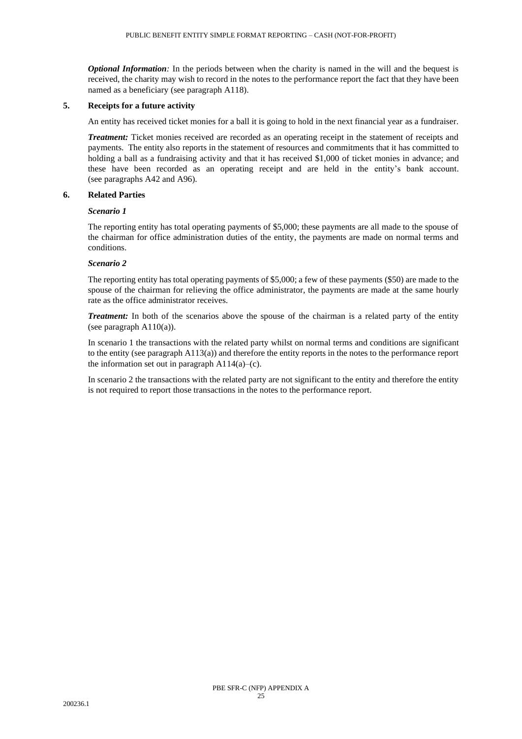***Optional Information**:* In the periods between when the charity is named in the will and the bequest is received, the charity may wish to record in the notes to the performance report the fact that they have been named as a beneficiary (see paragraph A118).

### 5. Receipts for a future activity

An entity has received ticket monies for a ball it is going to hold in the next financial year as a fundraiser.

***Treatment:*** Ticket monies received are recorded as an operating receipt in the statement of receipts and payments. The entity also reports in the statement of resources and commitments that it has committed to holding a ball as a fundraising activity and that it has received $1,000 of ticket monies in advance; and these have been recorded as an operating receipt and are held in the entity's bank account. (see paragraphs A42 and A96).

### 6. Related Parties

***Scenario 1***

The reporting entity has total operating payments of $5,000; these payments are all made to the spouse of the chairman for office administration duties of the entity, the payments are made on normal terms and conditions.

***Scenario 2***

The reporting entity has total operating payments of $5,000; a few of these payments ($50) are made to the spouse of the chairman for relieving the office administrator, the payments are made at the same hourly rate as the office administrator receives.

***Treatment:*** In both of the scenarios above the spouse of the chairman is a related party of the entity (see paragraph A110(a)).

In scenario 1 the transactions with the related party whilst on normal terms and conditions are significant to the entity (see paragraph A113(a)) and therefore the entity reports in the notes to the performance report the information set out in paragraph A114(a)–(c).

In scenario 2 the transactions with the related party are not significant to the entity and therefore the entity is not required to report those transactions in the notes to the performance report.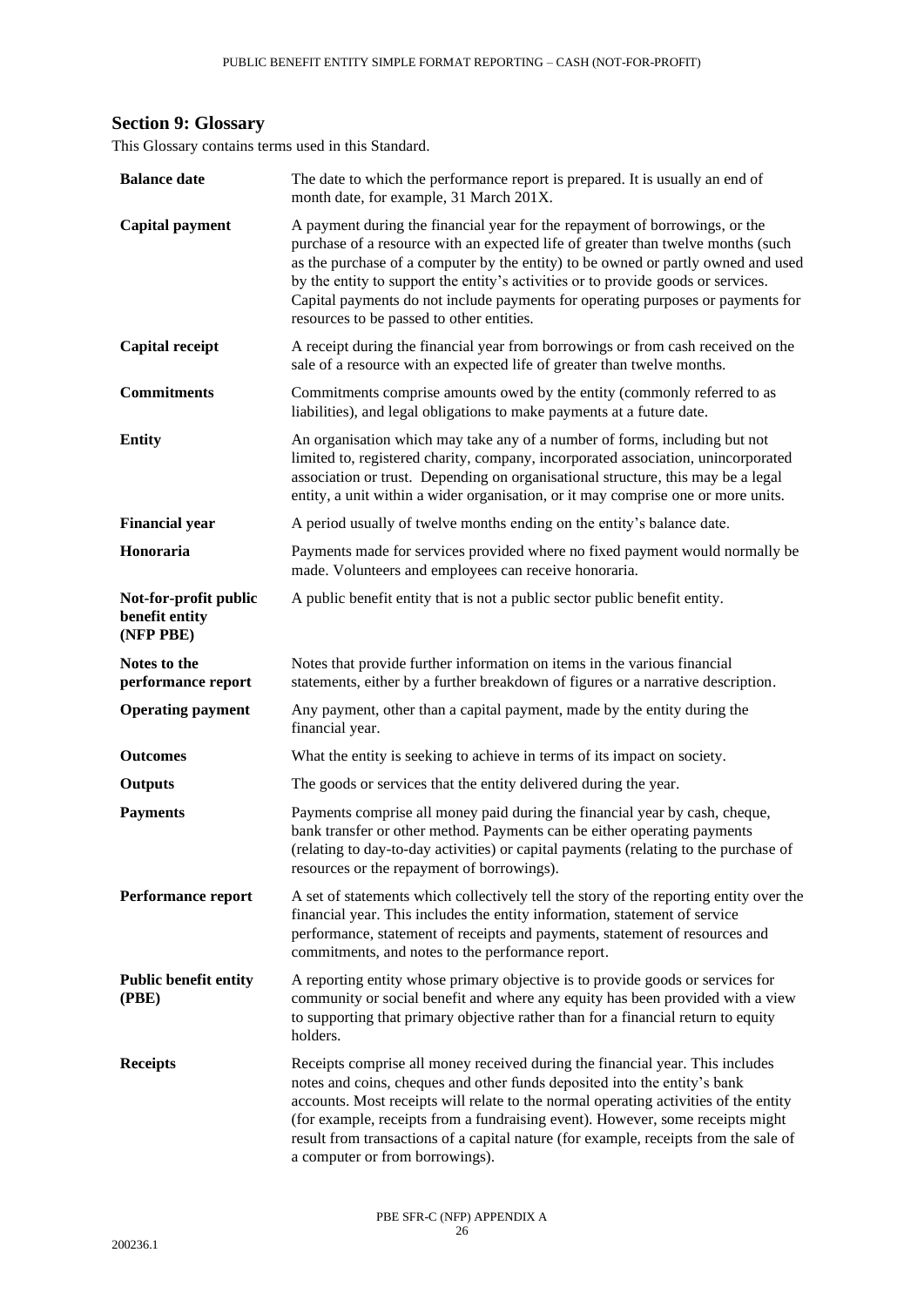## Section 9: Glossary

This Glossary contains terms used in this Standard.

| | |
|---|---|
| **Balance date** | The date to which the performance report is prepared. It is usually an end of month date, for example, 31 March 201X. |
| **Capital payment** | A payment during the financial year for the repayment of borrowings, or the purchase of a resource with an expected life of greater than twelve months (such as the purchase of a computer by the entity) to be owned or partly owned and used by the entity to support the entity's activities or to provide goods or services. Capital payments do not include payments for operating purposes or payments for resources to be passed to other entities. |
| **Capital receipt** | A receipt during the financial year from borrowings or from cash received on the sale of a resource with an expected life of greater than twelve months. |
| **Commitments** | Commitments comprise amounts owed by the entity (commonly referred to as liabilities), and legal obligations to make payments at a future date. |
| **Entity** | An organisation which may take any of a number of forms, including but not limited to, registered charity, company, incorporated association, unincorporated association or trust. Depending on organisational structure, this may be a legal entity, a unit within a wider organisation, or it may comprise one or more units. |
| **Financial year** | A period usually of twelve months ending on the entity's balance date. |
| **Honoraria** | Payments made for services provided where no fixed payment would normally be made. Volunteers and employees can receive honoraria. |
| **Not-for-profit public benefit entity (NFP PBE)** | A public benefit entity that is not a public sector public benefit entity. |
| **Notes to the performance report** | Notes that provide further information on items in the various financial statements, either by a further breakdown of figures or a narrative description. |
| **Operating payment** | Any payment, other than a capital payment, made by the entity during the financial year. |
| **Outcomes** | What the entity is seeking to achieve in terms of its impact on society. |
| **Outputs** | The goods or services that the entity delivered during the year. |
| **Payments** | Payments comprise all money paid during the financial year by cash, cheque, bank transfer or other method. Payments can be either operating payments (relating to day-to-day activities) or capital payments (relating to the purchase of resources or the repayment of borrowings). |
| **Performance report** | A set of statements which collectively tell the story of the reporting entity over the financial year. This includes the entity information, statement of service performance, statement of receipts and payments, statement of resources and commitments, and notes to the performance report. |
| **Public benefit entity (PBE)** | A reporting entity whose primary objective is to provide goods or services for community or social benefit and where any equity has been provided with a view to supporting that primary objective rather than for a financial return to equity holders. |
| **Receipts** | Receipts comprise all money received during the financial year. This includes notes and coins, cheques and other funds deposited into the entity's bank accounts. Most receipts will relate to the normal operating activities of the entity (for example, receipts from a fundraising event). However, some receipts might result from transactions of a capital nature (for example, receipts from the sale of a computer or from borrowings). |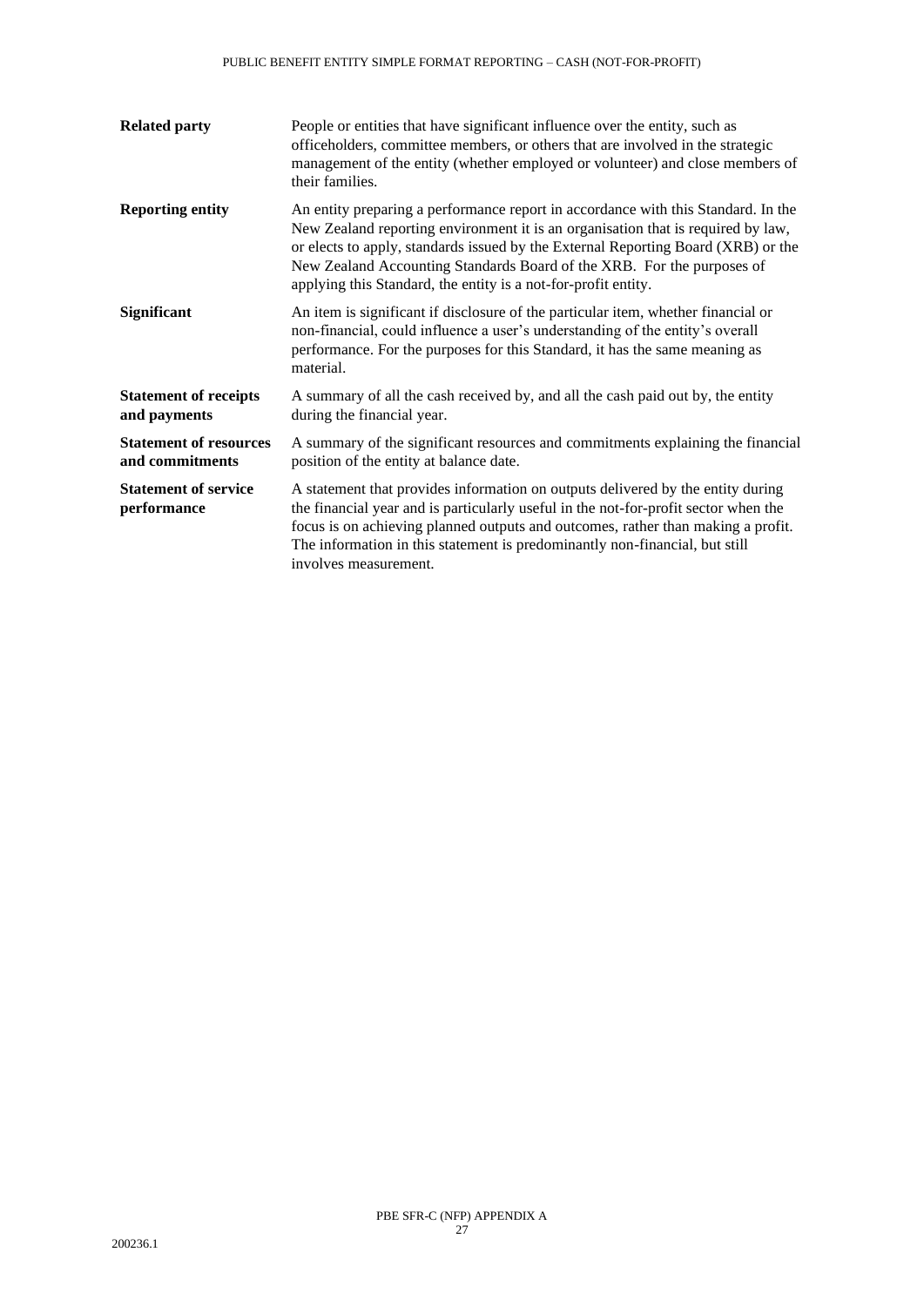| | |
|---|---|
| **Related party** | People or entities that have significant influence over the entity, such as officeholders, committee members, or others that are involved in the strategic management of the entity (whether employed or volunteer) and close members of their families. |
| **Reporting entity** | An entity preparing a performance report in accordance with this Standard. In the New Zealand reporting environment it is an organisation that is required by law, or elects to apply, standards issued by the External Reporting Board (XRB) or the New Zealand Accounting Standards Board of the XRB. For the purposes of applying this Standard, the entity is a not-for-profit entity. |
| **Significant** | An item is significant if disclosure of the particular item, whether financial or non-financial, could influence a user's understanding of the entity's overall performance. For the purposes for this Standard, it has the same meaning as material. |
| **Statement of receipts and payments** | A summary of all the cash received by, and all the cash paid out by, the entity during the financial year. |
| **Statement of resources and commitments** | A summary of the significant resources and commitments explaining the financial position of the entity at balance date. |
| **Statement of service performance** | A statement that provides information on outputs delivered by the entity during the financial year and is particularly useful in the not-for-profit sector when the focus is on achieving planned outputs and outcomes, rather than making a profit. The information in this statement is predominantly non-financial, but still involves measurement. |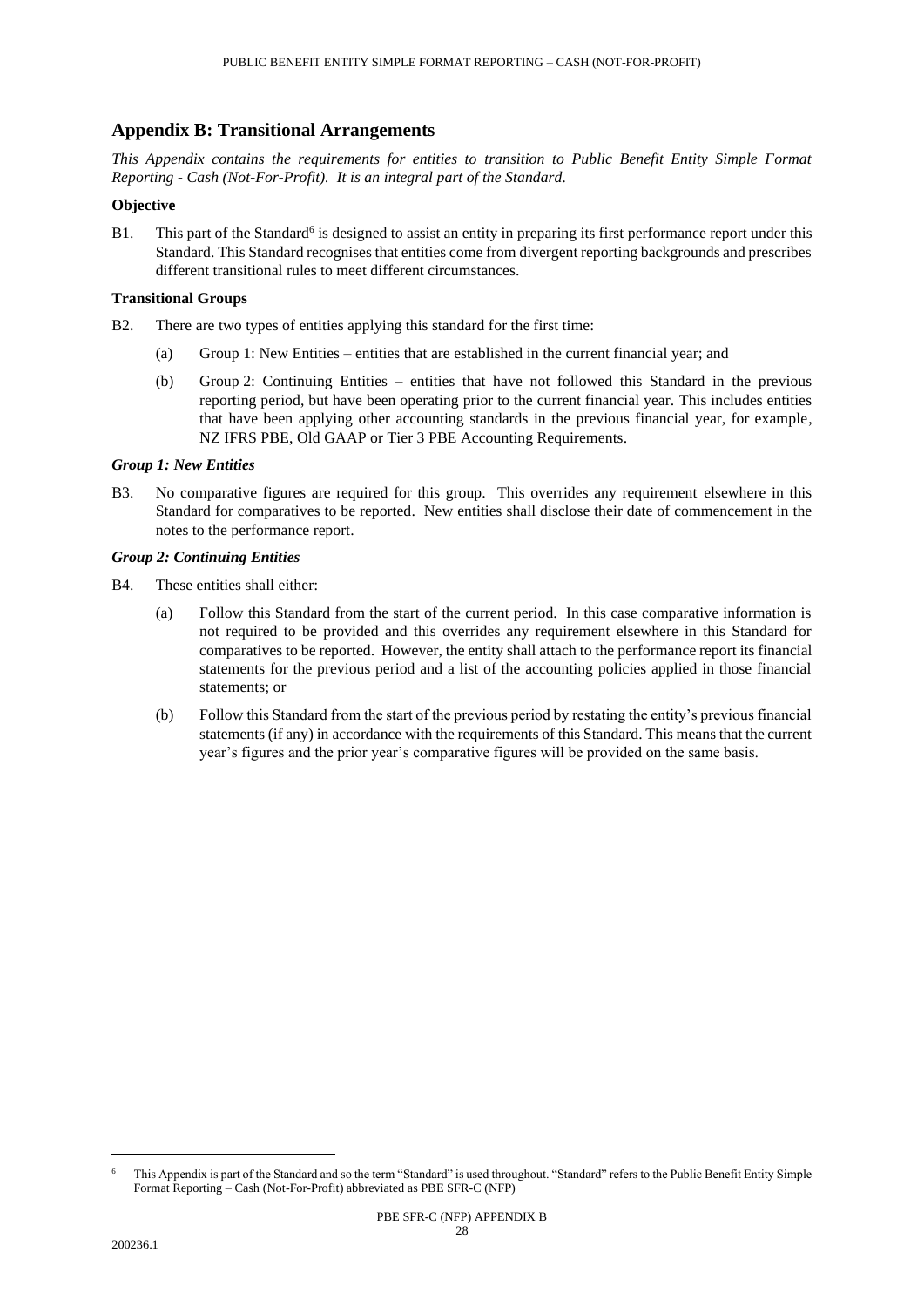## Appendix B: Transitional Arrangements

*This Appendix contains the requirements for entities to transition to Public Benefit Entity Simple Format Reporting - Cash (Not-For-Profit). It is an integral part of the Standard.*

**Objective**

B1. This part of the Standard[6] is designed to assist an entity in preparing its first performance report under this Standard. This Standard recognises that entities come from divergent reporting backgrounds and prescribes different transitional rules to meet different circumstances.

**Transitional Groups**

B2. There are two types of entities applying this standard for the first time:

(a) Group 1: New Entities – entities that are established in the current financial year; and

(b) Group 2: Continuing Entities – entities that have not followed this Standard in the previous reporting period, but have been operating prior to the current financial year. This includes entities that have been applying other accounting standards in the previous financial year, for example, NZ IFRS PBE, Old GAAP or Tier 3 PBE Accounting Requirements.

***Group 1: New Entities***

B3. No comparative figures are required for this group. This overrides any requirement elsewhere in this Standard for comparatives to be reported. New entities shall disclose their date of commencement in the notes to the performance report.

***Group 2: Continuing Entities***

B4. These entities shall either:

(a) Follow this Standard from the start of the current period. In this case comparative information is not required to be provided and this overrides any requirement elsewhere in this Standard for comparatives to be reported. However, the entity shall attach to the performance report its financial statements for the previous period and a list of the accounting policies applied in those financial statements; or

(b) Follow this Standard from the start of the previous period by restating the entity's previous financial statements (if any) in accordance with the requirements of this Standard. This means that the current year's figures and the prior year's comparative figures will be provided on the same basis.

[6] This Appendix is part of the Standard and so the term "Standard" is used throughout. "Standard" refers to the Public Benefit Entity Simple Format Reporting – Cash (Not-For-Profit) abbreviated as PBE SFR-C (NFP)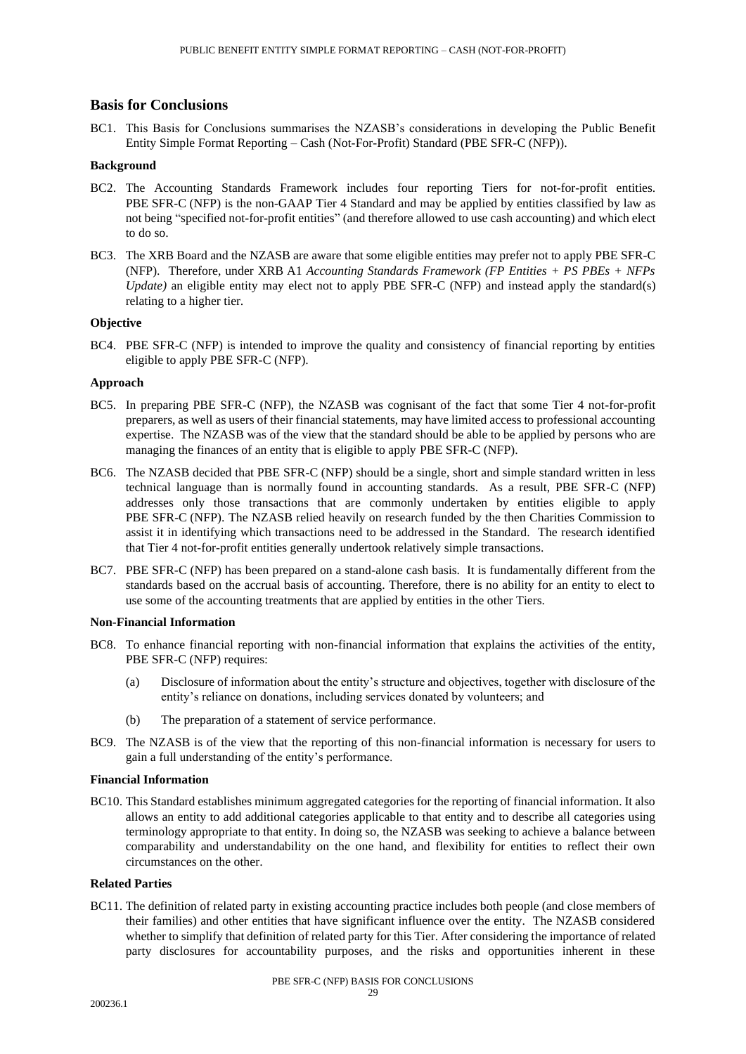## Basis for Conclusions

BC1. This Basis for Conclusions summarises the NZASB's considerations in developing the Public Benefit Entity Simple Format Reporting – Cash (Not-For-Profit) Standard (PBE SFR-C (NFP)).

### Background

BC2. The Accounting Standards Framework includes four reporting Tiers for not-for-profit entities. PBE SFR-C (NFP) is the non-GAAP Tier 4 Standard and may be applied by entities classified by law as not being "specified not-for-profit entities" (and therefore allowed to use cash accounting) and which elect to do so.

BC3. The XRB Board and the NZASB are aware that some eligible entities may prefer not to apply PBE SFR-C (NFP). Therefore, under XRB A1 *Accounting Standards Framework (FP Entities + PS PBEs + NFPs Update)* an eligible entity may elect not to apply PBE SFR-C (NFP) and instead apply the standard(s) relating to a higher tier.

### Objective

BC4. PBE SFR-C (NFP) is intended to improve the quality and consistency of financial reporting by entities eligible to apply PBE SFR-C (NFP).

### Approach

BC5. In preparing PBE SFR-C (NFP), the NZASB was cognisant of the fact that some Tier 4 not-for-profit preparers, as well as users of their financial statements, may have limited access to professional accounting expertise. The NZASB was of the view that the standard should be able to be applied by persons who are managing the finances of an entity that is eligible to apply PBE SFR-C (NFP).

BC6. The NZASB decided that PBE SFR-C (NFP) should be a single, short and simple standard written in less technical language than is normally found in accounting standards. As a result, PBE SFR-C (NFP) addresses only those transactions that are commonly undertaken by entities eligible to apply PBE SFR-C (NFP). The NZASB relied heavily on research funded by the then Charities Commission to assist it in identifying which transactions need to be addressed in the Standard. The research identified that Tier 4 not-for-profit entities generally undertook relatively simple transactions.

BC7. PBE SFR-C (NFP) has been prepared on a stand-alone cash basis. It is fundamentally different from the standards based on the accrual basis of accounting. Therefore, there is no ability for an entity to elect to use some of the accounting treatments that are applied by entities in the other Tiers.

### Non-Financial Information

BC8. To enhance financial reporting with non-financial information that explains the activities of the entity, PBE SFR-C (NFP) requires:

(a) Disclosure of information about the entity's structure and objectives, together with disclosure of the entity's reliance on donations, including services donated by volunteers; and

(b) The preparation of a statement of service performance.

BC9. The NZASB is of the view that the reporting of this non-financial information is necessary for users to gain a full understanding of the entity's performance.

### Financial Information

BC10. This Standard establishes minimum aggregated categories for the reporting of financial information. It also allows an entity to add additional categories applicable to that entity and to describe all categories using terminology appropriate to that entity. In doing so, the NZASB was seeking to achieve a balance between comparability and understandability on the one hand, and flexibility for entities to reflect their own circumstances on the other.

### Related Parties

BC11. The definition of related party in existing accounting practice includes both people (and close members of their families) and other entities that have significant influence over the entity. The NZASB considered whether to simplify that definition of related party for this Tier. After considering the importance of related party disclosures for accountability purposes, and the risks and opportunities inherent in these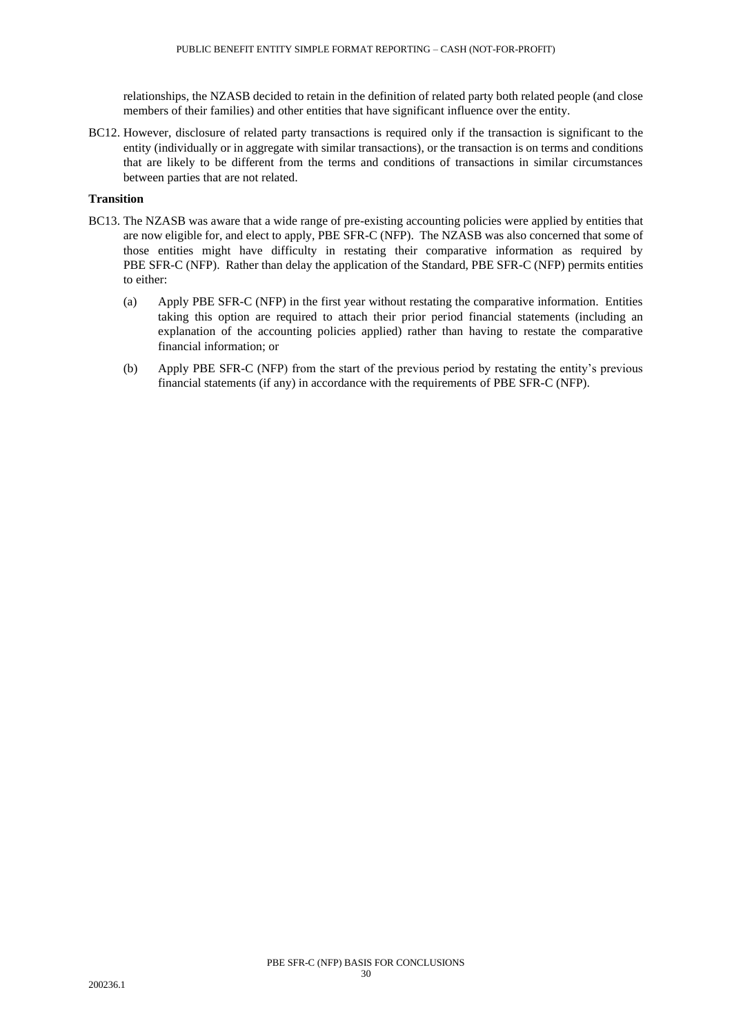relationships, the NZASB decided to retain in the definition of related party both related people (and close members of their families) and other entities that have significant influence over the entity.

BC12. However, disclosure of related party transactions is required only if the transaction is significant to the entity (individually or in aggregate with similar transactions), or the transaction is on terms and conditions that are likely to be different from the terms and conditions of transactions in similar circumstances between parties that are not related.

**Transition**

BC13. The NZASB was aware that a wide range of pre-existing accounting policies were applied by entities that are now eligible for, and elect to apply, PBE SFR-C (NFP). The NZASB was also concerned that some of those entities might have difficulty in restating their comparative information as required by PBE SFR-C (NFP). Rather than delay the application of the Standard, PBE SFR-C (NFP) permits entities to either:

(a) Apply PBE SFR-C (NFP) in the first year without restating the comparative information. Entities taking this option are required to attach their prior period financial statements (including an explanation of the accounting policies applied) rather than having to restate the comparative financial information; or

(b) Apply PBE SFR-C (NFP) from the start of the previous period by restating the entity's previous financial statements (if any) in accordance with the requirements of PBE SFR-C (NFP).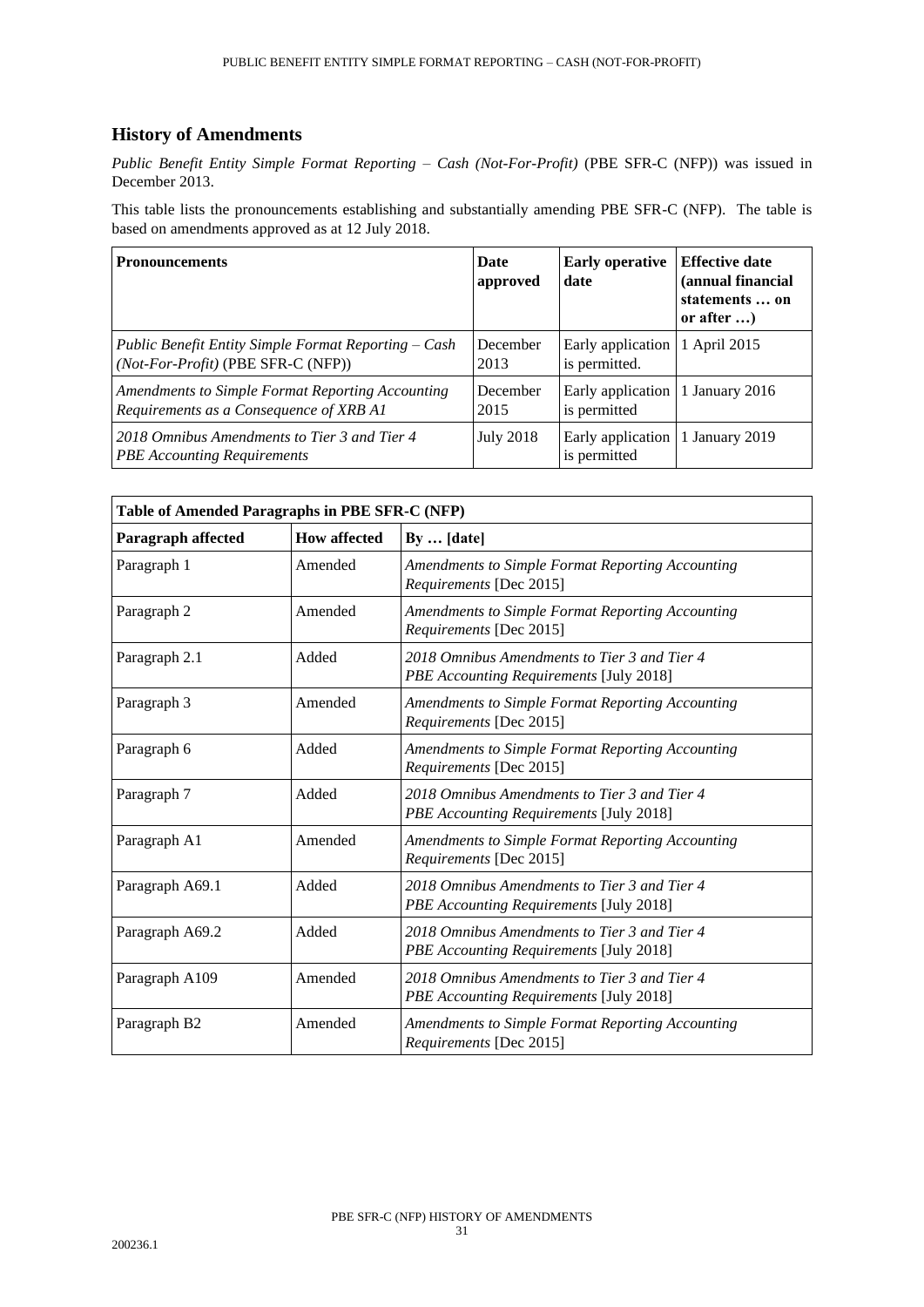## History of Amendments

*Public Benefit Entity Simple Format Reporting – Cash (Not-For-Profit)* (PBE SFR-C (NFP)) was issued in December 2013.

This table lists the pronouncements establishing and substantially amending PBE SFR-C (NFP). The table is based on amendments approved as at 12 July 2018.

| **Pronouncements** | **Date approved** | **Early operative date** | **Effective date (annual financial statements … on or after …)** |
|---|---|---|---|
| *Public Benefit Entity Simple Format Reporting – Cash (Not-For-Profit)* (PBE SFR-C (NFP)) | December 2013 | Early application is permitted. | 1 April 2015 |
| *Amendments to Simple Format Reporting Accounting Requirements as a Consequence of XRB A1* | December 2015 | Early application is permitted | 1 January 2016 |
| *2018 Omnibus Amendments to Tier 3 and Tier 4 PBE Accounting Requirements* | July 2018 | Early application is permitted | 1 January 2019 |

| **Table of Amended Paragraphs in PBE SFR-C (NFP)** | | |
|---|---|---|
| **Paragraph affected** | **How affected** | **By … [date]** |
| Paragraph 1 | Amended | *Amendments to Simple Format Reporting Accounting Requirements* [Dec 2015] |
| Paragraph 2 | Amended | *Amendments to Simple Format Reporting Accounting Requirements* [Dec 2015] |
| Paragraph 2.1 | Added | *2018 Omnibus Amendments to Tier 3 and Tier 4 PBE Accounting Requirements* [July 2018] |
| Paragraph 3 | Amended | *Amendments to Simple Format Reporting Accounting Requirements* [Dec 2015] |
| Paragraph 6 | Added | *Amendments to Simple Format Reporting Accounting Requirements* [Dec 2015] |
| Paragraph 7 | Added | *2018 Omnibus Amendments to Tier 3 and Tier 4 PBE Accounting Requirements* [July 2018] |
| Paragraph A1 | Amended | *Amendments to Simple Format Reporting Accounting Requirements* [Dec 2015] |
| Paragraph A69.1 | Added | *2018 Omnibus Amendments to Tier 3 and Tier 4 PBE Accounting Requirements* [July 2018] |
| Paragraph A69.2 | Added | *2018 Omnibus Amendments to Tier 3 and Tier 4 PBE Accounting Requirements* [July 2018] |
| Paragraph A109 | Amended | *2018 Omnibus Amendments to Tier 3 and Tier 4 PBE Accounting Requirements* [July 2018] |
| Paragraph B2 | Amended | *Amendments to Simple Format Reporting Accounting Requirements* [Dec 2015] |